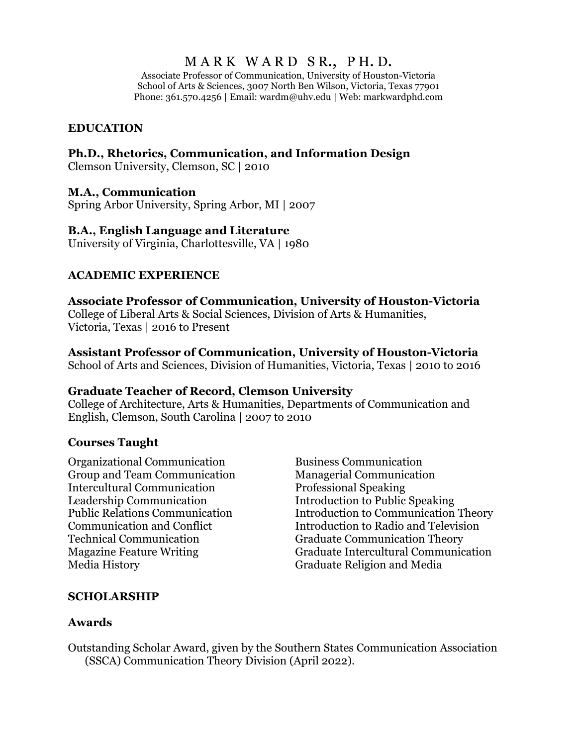# MARK WARD SR., PH.D.

Associate Professor of Communication, University of Houston-Victoria
School of Arts & Sciences, 3007 North Ben Wilson, Victoria, Texas 77901
Phone: 361.570.4256 | Email: wardm@uhv.edu | Web: markwardphd.com

## EDUCATION

**Ph.D., Rhetorics, Communication, and Information Design**
Clemson University, Clemson, SC | 2010

**M.A., Communication**
Spring Arbor University, Spring Arbor, MI | 2007

**B.A., English Language and Literature**
University of Virginia, Charlottesville, VA | 1980

## ACADEMIC EXPERIENCE

**Associate Professor of Communication, University of Houston-Victoria**
College of Liberal Arts & Social Sciences, Division of Arts & Humanities, Victoria, Texas | 2016 to Present

**Assistant Professor of Communication, University of Houston-Victoria**
School of Arts and Sciences, Division of Humanities, Victoria, Texas | 2010 to 2016

**Graduate Teacher of Record, Clemson University**
College of Architecture, Arts & Humanities, Departments of Communication and English, Clemson, South Carolina | 2007 to 2010

### Courses Taught

Organizational Communication
Group and Team Communication
Intercultural Communication
Leadership Communication
Public Relations Communication
Communication and Conflict
Technical Communication
Magazine Feature Writing
Media History
Business Communication
Managerial Communication
Professional Speaking
Introduction to Public Speaking
Introduction to Communication Theory
Introduction to Radio and Television
Graduate Communication Theory
Graduate Intercultural Communication
Graduate Religion and Media

## SCHOLARSHIP

### Awards

Outstanding Scholar Award, given by the Southern States Communication Association (SSCA) Communication Theory Division (April 2022).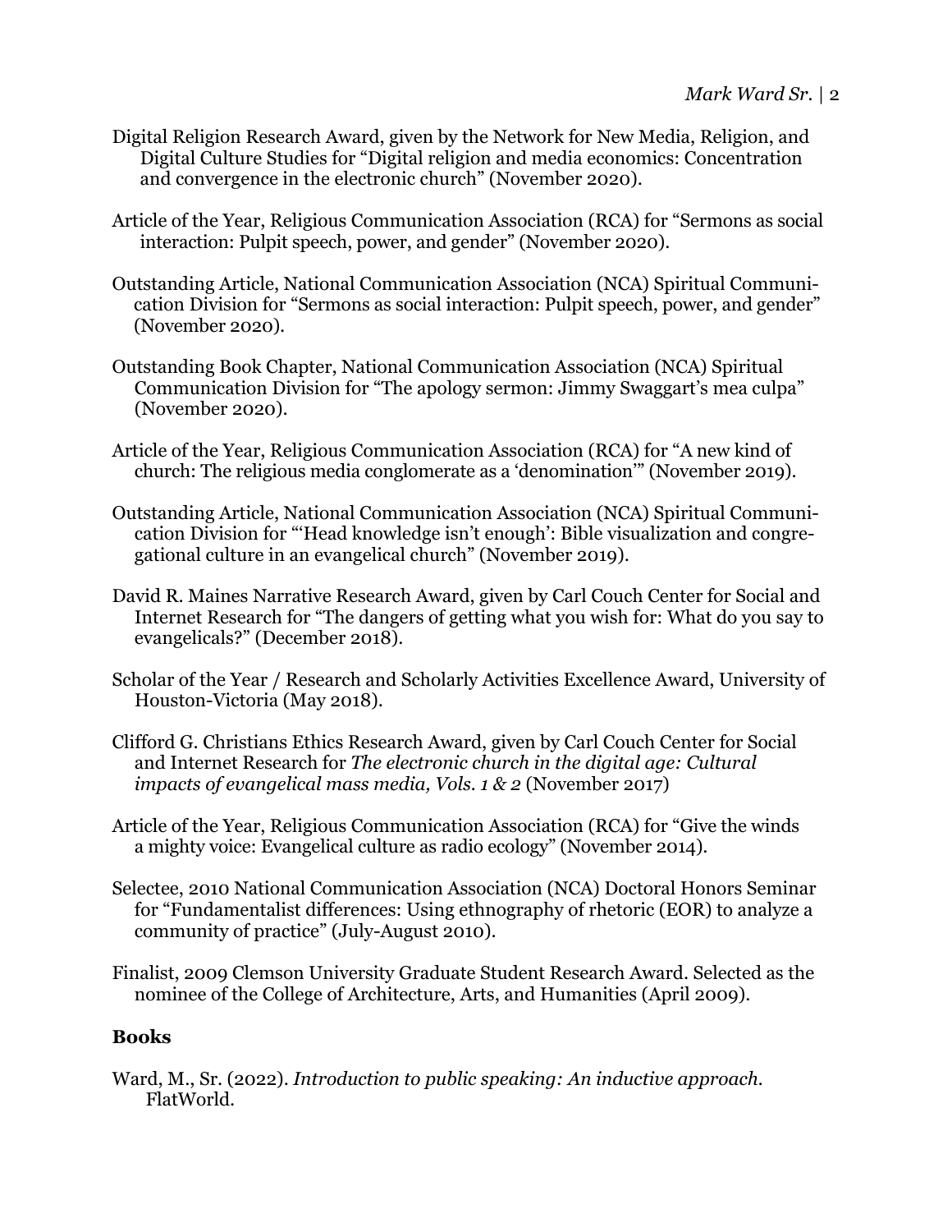Digital Religion Research Award, given by the Network for New Media, Religion, and Digital Culture Studies for "Digital religion and media economics: Concentration and convergence in the electronic church" (November 2020).

Article of the Year, Religious Communication Association (RCA) for "Sermons as social interaction: Pulpit speech, power, and gender" (November 2020).

Outstanding Article, National Communication Association (NCA) Spiritual Communication Division for "Sermons as social interaction: Pulpit speech, power, and gender" (November 2020).

Outstanding Book Chapter, National Communication Association (NCA) Spiritual Communication Division for "The apology sermon: Jimmy Swaggart's mea culpa" (November 2020).

Article of the Year, Religious Communication Association (RCA) for "A new kind of church: The religious media conglomerate as a 'denomination'" (November 2019).

Outstanding Article, National Communication Association (NCA) Spiritual Communication Division for "'Head knowledge isn't enough': Bible visualization and congregational culture in an evangelical church" (November 2019).

David R. Maines Narrative Research Award, given by Carl Couch Center for Social and Internet Research for "The dangers of getting what you wish for: What do you say to evangelicals?" (December 2018).

Scholar of the Year / Research and Scholarly Activities Excellence Award, University of Houston-Victoria (May 2018).

Clifford G. Christians Ethics Research Award, given by Carl Couch Center for Social and Internet Research for *The electronic church in the digital age: Cultural impacts of evangelical mass media, Vols. 1 & 2* (November 2017)

Article of the Year, Religious Communication Association (RCA) for "Give the winds a mighty voice: Evangelical culture as radio ecology" (November 2014).

Selectee, 2010 National Communication Association (NCA) Doctoral Honors Seminar for "Fundamentalist differences: Using ethnography of rhetoric (EOR) to analyze a community of practice" (July-August 2010).

Finalist, 2009 Clemson University Graduate Student Research Award. Selected as the nominee of the College of Architecture, Arts, and Humanities (April 2009).

## Books

Ward, M., Sr. (2022). *Introduction to public speaking: An inductive approach.* FlatWorld.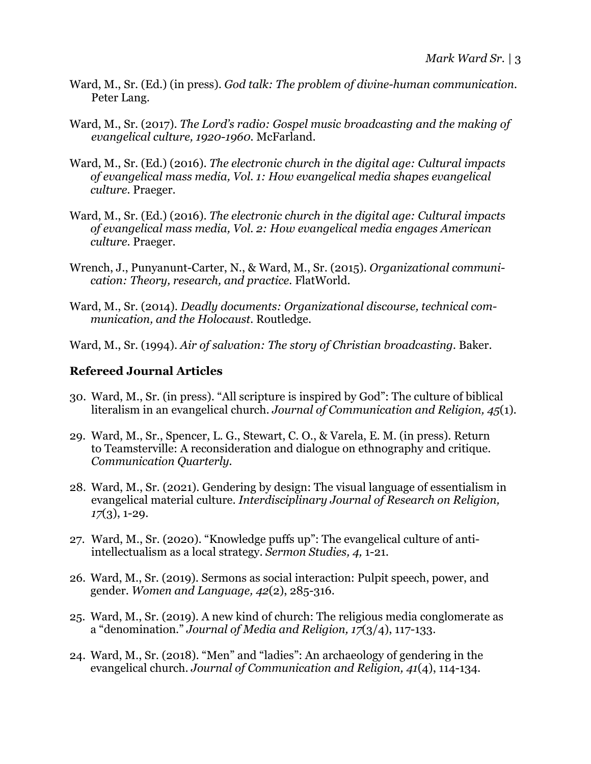Ward, M., Sr. (Ed.) (in press). *God talk: The problem of divine-human communication*. Peter Lang.

Ward, M., Sr. (2017). *The Lord's radio: Gospel music broadcasting and the making of evangelical culture, 1920-1960*. McFarland.

Ward, M., Sr. (Ed.) (2016). *The electronic church in the digital age: Cultural impacts of evangelical mass media, Vol. 1: How evangelical media shapes evangelical culture*. Praeger.

Ward, M., Sr. (Ed.) (2016). *The electronic church in the digital age: Cultural impacts of evangelical mass media, Vol. 2: How evangelical media engages American culture*. Praeger.

Wrench, J., Punyanunt-Carter, N., & Ward, M., Sr. (2015). *Organizational communication: Theory, research, and practice*. FlatWorld.

Ward, M., Sr. (2014). *Deadly documents: Organizational discourse, technical communication, and the Holocaust*. Routledge.

Ward, M., Sr. (1994). *Air of salvation: The story of Christian broadcasting*. Baker.

## Refereed Journal Articles

30. Ward, M., Sr. (in press). "All scripture is inspired by God": The culture of biblical literalism in an evangelical church. *Journal of Communication and Religion, 45*(1).

29. Ward, M., Sr., Spencer, L. G., Stewart, C. O., & Varela, E. M. (in press). Return to Teamsterville: A reconsideration and dialogue on ethnography and critique. *Communication Quarterly*.

28. Ward, M., Sr. (2021). Gendering by design: The visual language of essentialism in evangelical material culture. *Interdisciplinary Journal of Research on Religion, 17*(3), 1-29.

27. Ward, M., Sr. (2020). "Knowledge puffs up": The evangelical culture of anti-intellectualism as a local strategy. *Sermon Studies, 4,* 1-21.

26. Ward, M., Sr. (2019). Sermons as social interaction: Pulpit speech, power, and gender. *Women and Language, 42*(2), 285-316.

25. Ward, M., Sr. (2019). A new kind of church: The religious media conglomerate as a "denomination." *Journal of Media and Religion, 17*(3/4), 117-133.

24. Ward, M., Sr. (2018). "Men" and "ladies": An archaeology of gendering in the evangelical church. *Journal of Communication and Religion, 41*(4), 114-134.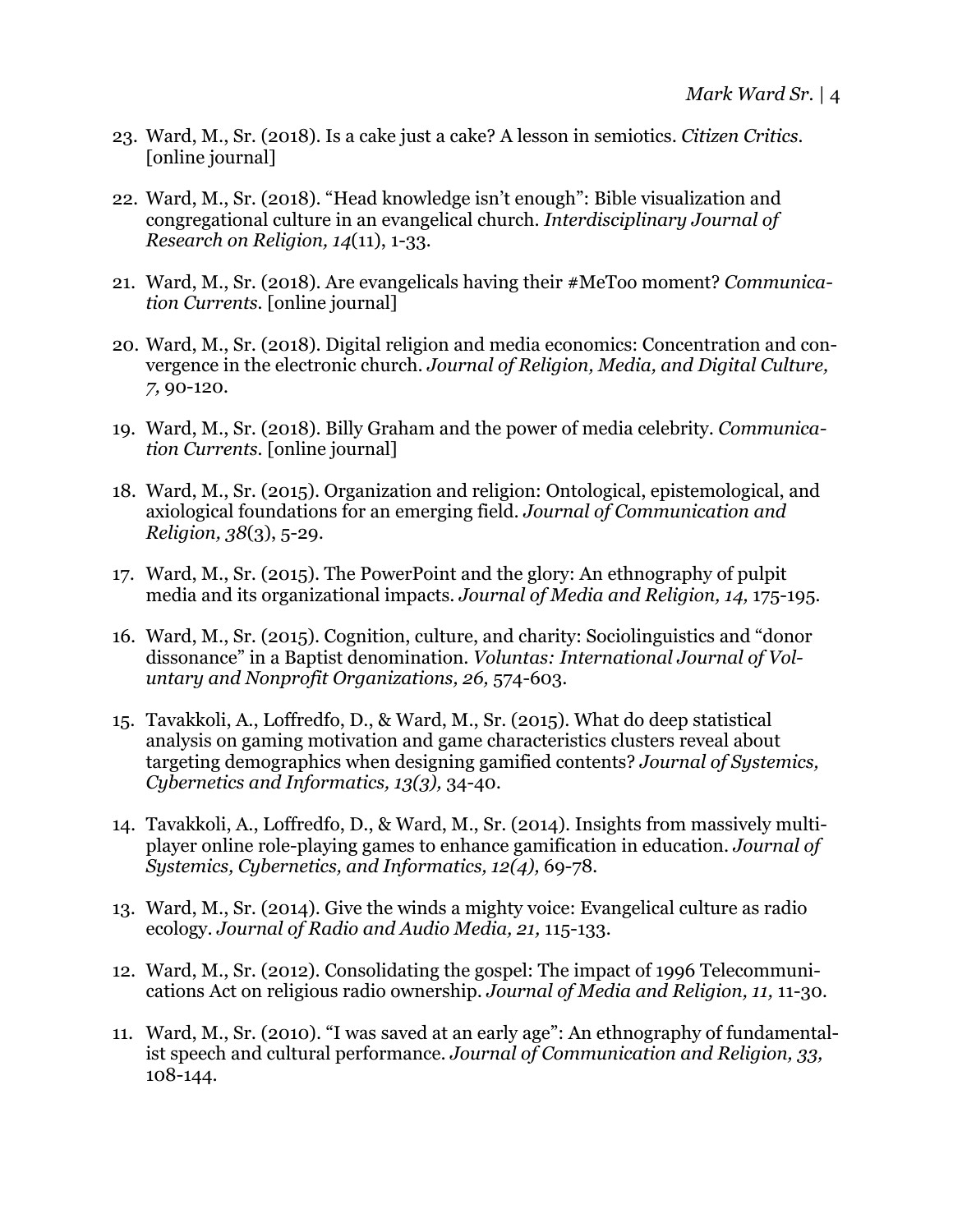23. Ward, M., Sr. (2018). Is a cake just a cake? A lesson in semiotics. *Citizen Critics.* [online journal]

22. Ward, M., Sr. (2018). "Head knowledge isn't enough": Bible visualization and congregational culture in an evangelical church. *Interdisciplinary Journal of Research on Religion, 14*(11), 1-33.

21. Ward, M., Sr. (2018). Are evangelicals having their #MeToo moment? *Communication Currents.* [online journal]

20. Ward, M., Sr. (2018). Digital religion and media economics: Concentration and convergence in the electronic church. *Journal of Religion, Media, and Digital Culture, 7,* 90-120.

19. Ward, M., Sr. (2018). Billy Graham and the power of media celebrity. *Communication Currents.* [online journal]

18. Ward, M., Sr. (2015). Organization and religion: Ontological, epistemological, and axiological foundations for an emerging field. *Journal of Communication and Religion, 38*(3), 5-29.

17. Ward, M., Sr. (2015). The PowerPoint and the glory: An ethnography of pulpit media and its organizational impacts. *Journal of Media and Religion, 14,* 175-195.

16. Ward, M., Sr. (2015). Cognition, culture, and charity: Sociolinguistics and "donor dissonance" in a Baptist denomination. *Voluntas: International Journal of Voluntary and Nonprofit Organizations, 26,* 574-603.

15. Tavakkoli, A., Loffredfo, D., & Ward, M., Sr. (2015). What do deep statistical analysis on gaming motivation and game characteristics clusters reveal about targeting demographics when designing gamified contents? *Journal of Systemics, Cybernetics and Informatics, 13(3),* 34-40.

14. Tavakkoli, A., Loffredfo, D., & Ward, M., Sr. (2014). Insights from massively multiplayer online role-playing games to enhance gamification in education. *Journal of Systemics, Cybernetics, and Informatics, 12(4),* 69-78.

13. Ward, M., Sr. (2014). Give the winds a mighty voice: Evangelical culture as radio ecology. *Journal of Radio and Audio Media, 21,* 115-133.

12. Ward, M., Sr. (2012). Consolidating the gospel: The impact of 1996 Telecommunications Act on religious radio ownership. *Journal of Media and Religion, 11,* 11-30.

11. Ward, M., Sr. (2010). "I was saved at an early age": An ethnography of fundamentalist speech and cultural performance. *Journal of Communication and Religion, 33,* 108-144.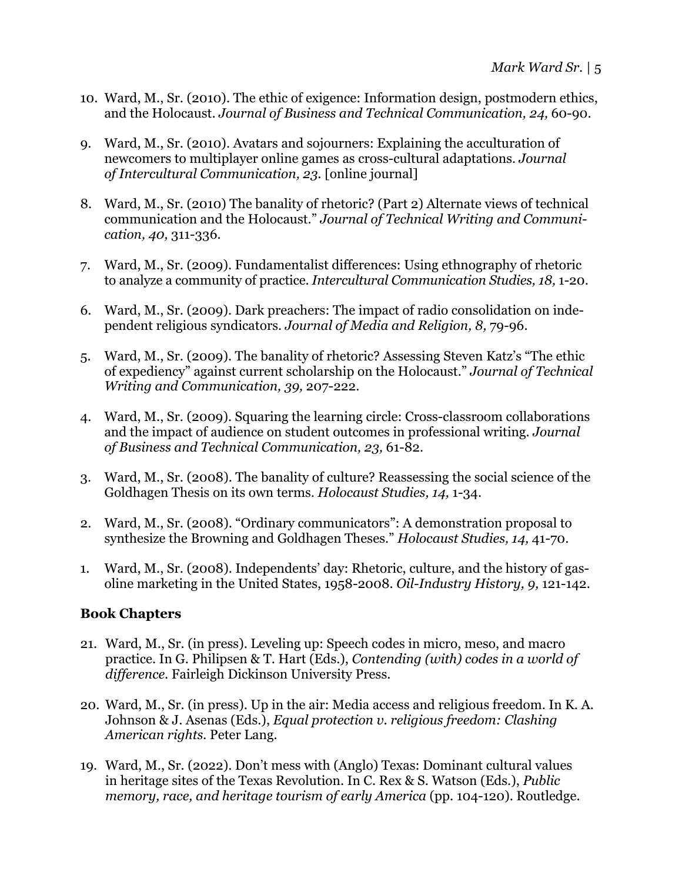10. Ward, M., Sr. (2010). The ethic of exigence: Information design, postmodern ethics, and the Holocaust. *Journal of Business and Technical Communication, 24,* 60-90.

9. Ward, M., Sr. (2010). Avatars and sojourners: Explaining the acculturation of newcomers to multiplayer online games as cross-cultural adaptations. *Journal of Intercultural Communication, 23.* [online journal]

8. Ward, M., Sr. (2010) The banality of rhetoric? (Part 2) Alternate views of technical communication and the Holocaust." *Journal of Technical Writing and Communication, 40,* 311-336.

7. Ward, M., Sr. (2009). Fundamentalist differences: Using ethnography of rhetoric to analyze a community of practice. *Intercultural Communication Studies, 18,* 1-20.

6. Ward, M., Sr. (2009). Dark preachers: The impact of radio consolidation on independent religious syndicators. *Journal of Media and Religion, 8,* 79-96.

5. Ward, M., Sr. (2009). The banality of rhetoric? Assessing Steven Katz's "The ethic of expediency" against current scholarship on the Holocaust." *Journal of Technical Writing and Communication, 39,* 207-222.

4. Ward, M., Sr. (2009). Squaring the learning circle: Cross-classroom collaborations and the impact of audience on student outcomes in professional writing. *Journal of Business and Technical Communication, 23,* 61-82.

3. Ward, M., Sr. (2008). The banality of culture? Reassessing the social science of the Goldhagen Thesis on its own terms. *Holocaust Studies, 14,* 1-34.

2. Ward, M., Sr. (2008). "Ordinary communicators": A demonstration proposal to synthesize the Browning and Goldhagen Theses." *Holocaust Studies, 14,* 41-70.

1. Ward, M., Sr. (2008). Independents' day: Rhetoric, culture, and the history of gasoline marketing in the United States, 1958-2008. *Oil-Industry History, 9,* 121-142.

### Book Chapters

21. Ward, M., Sr. (in press). Leveling up: Speech codes in micro, meso, and macro practice. In G. Philipsen & T. Hart (Eds.), *Contending (with) codes in a world of difference*. Fairleigh Dickinson University Press.

20. Ward, M., Sr. (in press). Up in the air: Media access and religious freedom. In K. A. Johnson & J. Asenas (Eds.), *Equal protection v. religious freedom: Clashing American rights.* Peter Lang.

19. Ward, M., Sr. (2022). Don't mess with (Anglo) Texas: Dominant cultural values in heritage sites of the Texas Revolution. In C. Rex & S. Watson (Eds.), *Public memory, race, and heritage tourism of early America* (pp. 104-120). Routledge.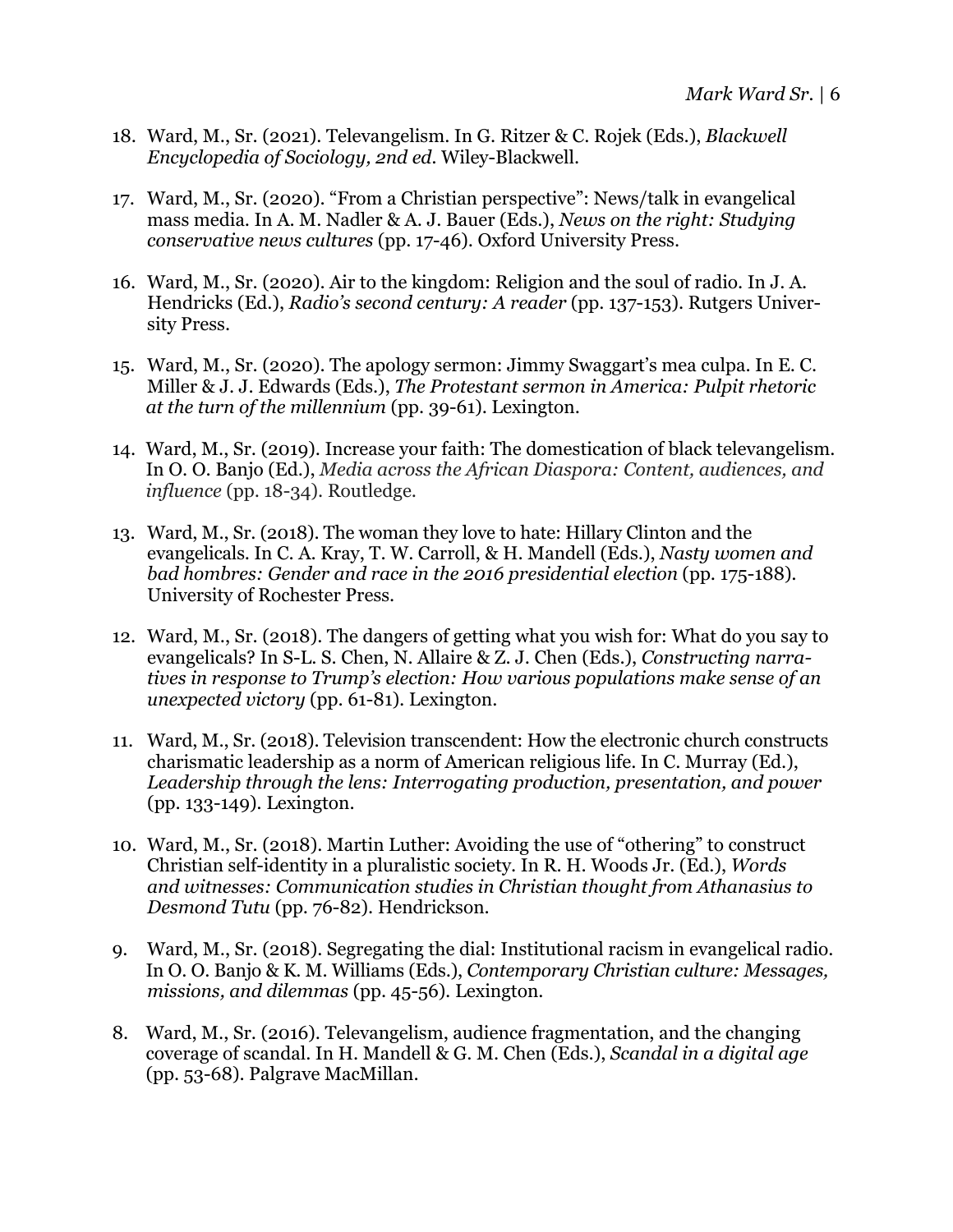18. Ward, M., Sr. (2021). Televangelism. In G. Ritzer & C. Rojek (Eds.), *Blackwell Encyclopedia of Sociology, 2nd ed*. Wiley-Blackwell.

17. Ward, M., Sr. (2020). "From a Christian perspective": News/talk in evangelical mass media. In A. M. Nadler & A. J. Bauer (Eds.), *News on the right: Studying conservative news cultures* (pp. 17-46). Oxford University Press.

16. Ward, M., Sr. (2020). Air to the kingdom: Religion and the soul of radio. In J. A. Hendricks (Ed.), *Radio's second century: A reader* (pp. 137-153). Rutgers University Press.

15. Ward, M., Sr. (2020). The apology sermon: Jimmy Swaggart's mea culpa. In E. C. Miller & J. J. Edwards (Eds.), *The Protestant sermon in America: Pulpit rhetoric at the turn of the millennium* (pp. 39-61). Lexington.

14. Ward, M., Sr. (2019). Increase your faith: The domestication of black televangelism. In O. O. Banjo (Ed.), *Media across the African Diaspora: Content, audiences, and influence* (pp. 18-34). Routledge.

13. Ward, M., Sr. (2018). The woman they love to hate: Hillary Clinton and the evangelicals. In C. A. Kray, T. W. Carroll, & H. Mandell (Eds.), *Nasty women and bad hombres: Gender and race in the 2016 presidential election* (pp. 175-188). University of Rochester Press.

12. Ward, M., Sr. (2018). The dangers of getting what you wish for: What do you say to evangelicals? In S-L. S. Chen, N. Allaire & Z. J. Chen (Eds.), *Constructing narratives in response to Trump's election: How various populations make sense of an unexpected victory* (pp. 61-81). Lexington.

11. Ward, M., Sr. (2018). Television transcendent: How the electronic church constructs charismatic leadership as a norm of American religious life. In C. Murray (Ed.), *Leadership through the lens: Interrogating production, presentation, and power* (pp. 133-149). Lexington.

10. Ward, M., Sr. (2018). Martin Luther: Avoiding the use of "othering" to construct Christian self-identity in a pluralistic society. In R. H. Woods Jr. (Ed.), *Words and witnesses: Communication studies in Christian thought from Athanasius to Desmond Tutu* (pp. 76-82). Hendrickson.

9. Ward, M., Sr. (2018). Segregating the dial: Institutional racism in evangelical radio. In O. O. Banjo & K. M. Williams (Eds.), *Contemporary Christian culture: Messages, missions, and dilemmas* (pp. 45-56). Lexington.

8. Ward, M., Sr. (2016). Televangelism, audience fragmentation, and the changing coverage of scandal. In H. Mandell & G. M. Chen (Eds.), *Scandal in a digital age* (pp. 53-68). Palgrave MacMillan.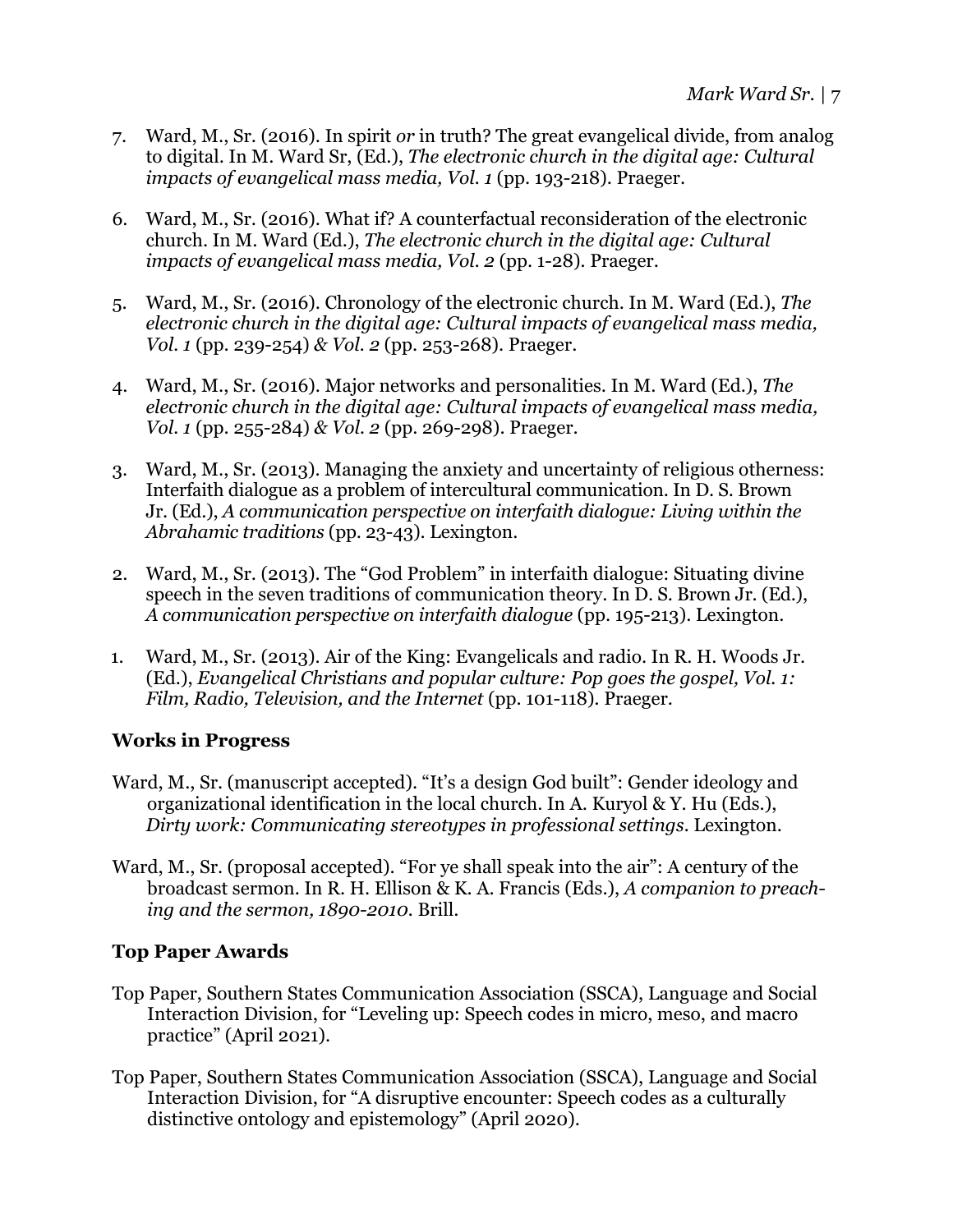7. Ward, M., Sr. (2016). In spirit *or* in truth? The great evangelical divide, from analog to digital. In M. Ward Sr, (Ed.), *The electronic church in the digital age: Cultural impacts of evangelical mass media, Vol. 1* (pp. 193-218). Praeger.

6. Ward, M., Sr. (2016). What if? A counterfactual reconsideration of the electronic church. In M. Ward (Ed.), *The electronic church in the digital age: Cultural impacts of evangelical mass media, Vol. 2* (pp. 1-28). Praeger.

5. Ward, M., Sr. (2016). Chronology of the electronic church. In M. Ward (Ed.), *The electronic church in the digital age: Cultural impacts of evangelical mass media, Vol. 1* (pp. 239-254) *& Vol. 2* (pp. 253-268). Praeger.

4. Ward, M., Sr. (2016). Major networks and personalities. In M. Ward (Ed.), *The electronic church in the digital age: Cultural impacts of evangelical mass media, Vol. 1* (pp. 255-284) *& Vol. 2* (pp. 269-298). Praeger.

3. Ward, M., Sr. (2013). Managing the anxiety and uncertainty of religious otherness: Interfaith dialogue as a problem of intercultural communication. In D. S. Brown Jr. (Ed.), *A communication perspective on interfaith dialogue: Living within the Abrahamic traditions* (pp. 23-43). Lexington.

2. Ward, M., Sr. (2013). The "God Problem" in interfaith dialogue: Situating divine speech in the seven traditions of communication theory. In D. S. Brown Jr. (Ed.), *A communication perspective on interfaith dialogue* (pp. 195-213). Lexington.

1. Ward, M., Sr. (2013). Air of the King: Evangelicals and radio. In R. H. Woods Jr. (Ed.), *Evangelical Christians and popular culture: Pop goes the gospel, Vol. 1: Film, Radio, Television, and the Internet* (pp. 101-118). Praeger.

### Works in Progress

Ward, M., Sr. (manuscript accepted). "It's a design God built": Gender ideology and organizational identification in the local church. In A. Kuryol & Y. Hu (Eds.), *Dirty work: Communicating stereotypes in professional settings*. Lexington.

Ward, M., Sr. (proposal accepted). "For ye shall speak into the air": A century of the broadcast sermon. In R. H. Ellison & K. A. Francis (Eds.), *A companion to preaching and the sermon, 1890-2010*. Brill.

### Top Paper Awards

Top Paper, Southern States Communication Association (SSCA), Language and Social Interaction Division, for "Leveling up: Speech codes in micro, meso, and macro practice" (April 2021).

Top Paper, Southern States Communication Association (SSCA), Language and Social Interaction Division, for "A disruptive encounter: Speech codes as a culturally distinctive ontology and epistemology" (April 2020).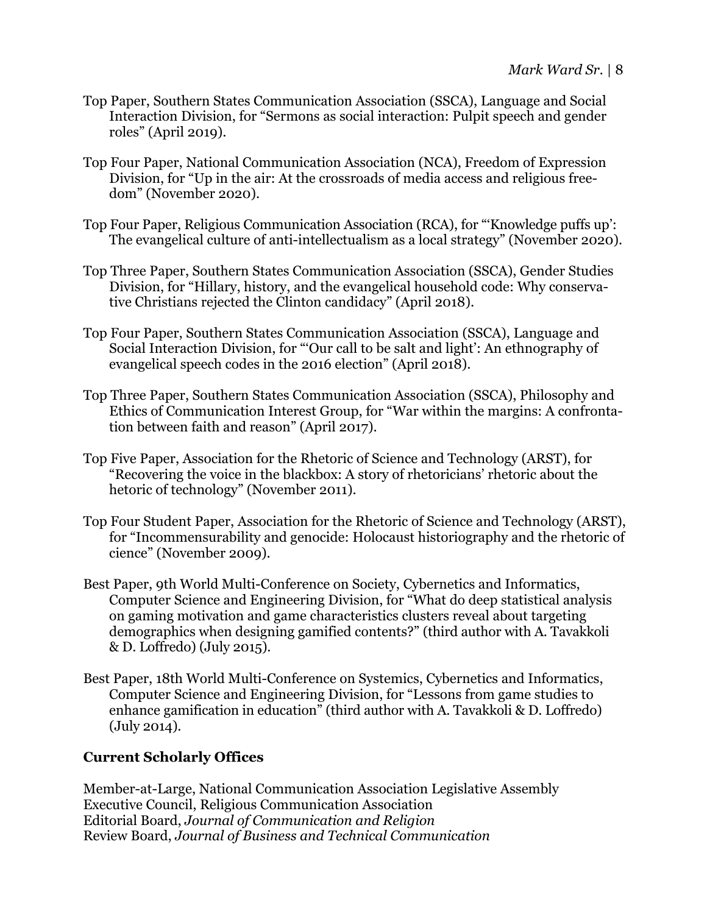Top Paper, Southern States Communication Association (SSCA), Language and Social Interaction Division, for "Sermons as social interaction: Pulpit speech and gender roles" (April 2019).

Top Four Paper, National Communication Association (NCA), Freedom of Expression Division, for "Up in the air: At the crossroads of media access and religious freedom" (November 2020).

Top Four Paper, Religious Communication Association (RCA), for "'Knowledge puffs up': The evangelical culture of anti-intellectualism as a local strategy" (November 2020).

Top Three Paper, Southern States Communication Association (SSCA), Gender Studies Division, for "Hillary, history, and the evangelical household code: Why conservative Christians rejected the Clinton candidacy" (April 2018).

Top Four Paper, Southern States Communication Association (SSCA), Language and Social Interaction Division, for "'Our call to be salt and light': An ethnography of evangelical speech codes in the 2016 election" (April 2018).

Top Three Paper, Southern States Communication Association (SSCA), Philosophy and Ethics of Communication Interest Group, for "War within the margins: A confrontation between faith and reason" (April 2017).

Top Five Paper, Association for the Rhetoric of Science and Technology (ARST), for "Recovering the voice in the blackbox: A story of rhetoricians' rhetoric about the hetoric of technology" (November 2011).

Top Four Student Paper, Association for the Rhetoric of Science and Technology (ARST), for "Incommensurability and genocide: Holocaust historiography and the rhetoric of cience" (November 2009).

Best Paper, 9th World Multi-Conference on Society, Cybernetics and Informatics, Computer Science and Engineering Division, for "What do deep statistical analysis on gaming motivation and game characteristics clusters reveal about targeting demographics when designing gamified contents?" (third author with A. Tavakkoli & D. Loffredo) (July 2015).

Best Paper, 18th World Multi-Conference on Systemics, Cybernetics and Informatics, Computer Science and Engineering Division, for "Lessons from game studies to enhance gamification in education" (third author with A. Tavakkoli & D. Loffredo) (July 2014).

**Current Scholarly Offices**

Member-at-Large, National Communication Association Legislative Assembly
Executive Council, Religious Communication Association
Editorial Board, *Journal of Communication and Religion*
Review Board, *Journal of Business and Technical Communication*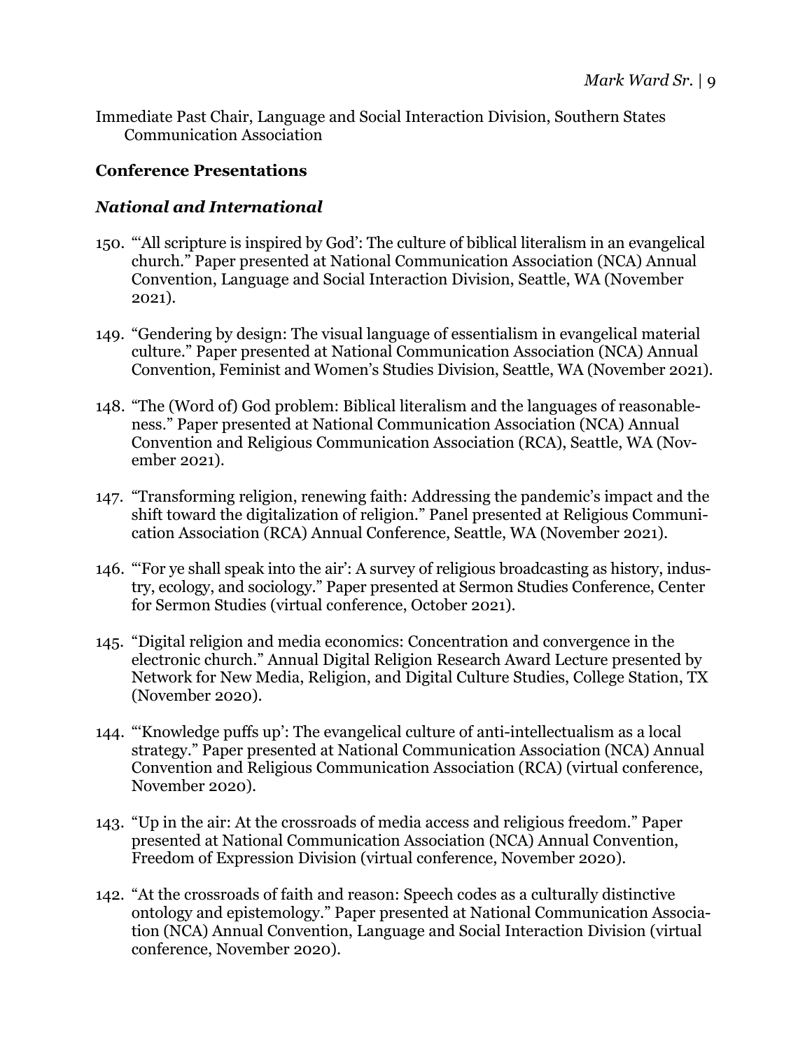Immediate Past Chair, Language and Social Interaction Division, Southern States Communication Association

**Conference Presentations**

***National and International***

150. "'All scripture is inspired by God': The culture of biblical literalism in an evangelical church." Paper presented at National Communication Association (NCA) Annual Convention, Language and Social Interaction Division, Seattle, WA (November 2021).

149. "Gendering by design: The visual language of essentialism in evangelical material culture." Paper presented at National Communication Association (NCA) Annual Convention, Feminist and Women's Studies Division, Seattle, WA (November 2021).

148. "The (Word of) God problem: Biblical literalism and the languages of reasonableness." Paper presented at National Communication Association (NCA) Annual Convention and Religious Communication Association (RCA), Seattle, WA (November 2021).

147. "Transforming religion, renewing faith: Addressing the pandemic's impact and the shift toward the digitalization of religion." Panel presented at Religious Communication Association (RCA) Annual Conference, Seattle, WA (November 2021).

146. "'For ye shall speak into the air': A survey of religious broadcasting as history, industry, ecology, and sociology." Paper presented at Sermon Studies Conference, Center for Sermon Studies (virtual conference, October 2021).

145. "Digital religion and media economics: Concentration and convergence in the electronic church." Annual Digital Religion Research Award Lecture presented by Network for New Media, Religion, and Digital Culture Studies, College Station, TX (November 2020).

144. "'Knowledge puffs up': The evangelical culture of anti-intellectualism as a local strategy." Paper presented at National Communication Association (NCA) Annual Convention and Religious Communication Association (RCA) (virtual conference, November 2020).

143. "Up in the air: At the crossroads of media access and religious freedom." Paper presented at National Communication Association (NCA) Annual Convention, Freedom of Expression Division (virtual conference, November 2020).

142. "At the crossroads of faith and reason: Speech codes as a culturally distinctive ontology and epistemology." Paper presented at National Communication Association (NCA) Annual Convention, Language and Social Interaction Division (virtual conference, November 2020).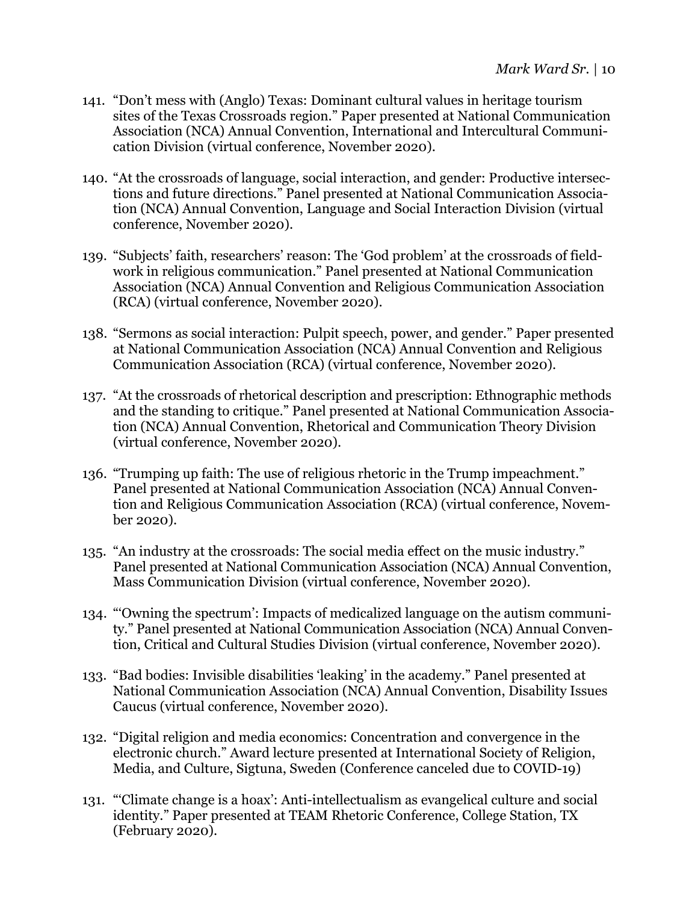141. "Don't mess with (Anglo) Texas: Dominant cultural values in heritage tourism sites of the Texas Crossroads region." Paper presented at National Communication Association (NCA) Annual Convention, International and Intercultural Communication Division (virtual conference, November 2020).

140. "At the crossroads of language, social interaction, and gender: Productive intersections and future directions." Panel presented at National Communication Association (NCA) Annual Convention, Language and Social Interaction Division (virtual conference, November 2020).

139. "Subjects' faith, researchers' reason: The 'God problem' at the crossroads of fieldwork in religious communication." Panel presented at National Communication Association (NCA) Annual Convention and Religious Communication Association (RCA) (virtual conference, November 2020).

138. "Sermons as social interaction: Pulpit speech, power, and gender." Paper presented at National Communication Association (NCA) Annual Convention and Religious Communication Association (RCA) (virtual conference, November 2020).

137. "At the crossroads of rhetorical description and prescription: Ethnographic methods and the standing to critique." Panel presented at National Communication Association (NCA) Annual Convention, Rhetorical and Communication Theory Division (virtual conference, November 2020).

136. "Trumping up faith: The use of religious rhetoric in the Trump impeachment." Panel presented at National Communication Association (NCA) Annual Convention and Religious Communication Association (RCA) (virtual conference, November 2020).

135. "An industry at the crossroads: The social media effect on the music industry." Panel presented at National Communication Association (NCA) Annual Convention, Mass Communication Division (virtual conference, November 2020).

134. "'Owning the spectrum': Impacts of medicalized language on the autism community." Panel presented at National Communication Association (NCA) Annual Convention, Critical and Cultural Studies Division (virtual conference, November 2020).

133. "Bad bodies: Invisible disabilities 'leaking' in the academy." Panel presented at National Communication Association (NCA) Annual Convention, Disability Issues Caucus (virtual conference, November 2020).

132. "Digital religion and media economics: Concentration and convergence in the electronic church." Award lecture presented at International Society of Religion, Media, and Culture, Sigtuna, Sweden (Conference canceled due to COVID-19)

131. "'Climate change is a hoax': Anti-intellectualism as evangelical culture and social identity." Paper presented at TEAM Rhetoric Conference, College Station, TX (February 2020).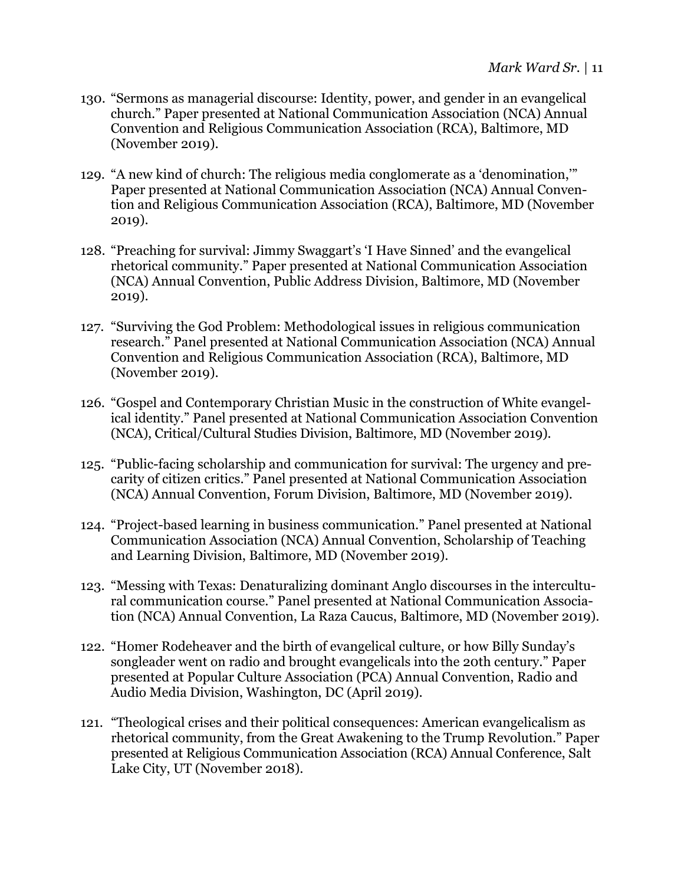130. "Sermons as managerial discourse: Identity, power, and gender in an evangelical church." Paper presented at National Communication Association (NCA) Annual Convention and Religious Communication Association (RCA), Baltimore, MD (November 2019).

129. "A new kind of church: The religious media conglomerate as a 'denomination,'" Paper presented at National Communication Association (NCA) Annual Convention and Religious Communication Association (RCA), Baltimore, MD (November 2019).

128. "Preaching for survival: Jimmy Swaggart's 'I Have Sinned' and the evangelical rhetorical community." Paper presented at National Communication Association (NCA) Annual Convention, Public Address Division, Baltimore, MD (November 2019).

127. "Surviving the God Problem: Methodological issues in religious communication research." Panel presented at National Communication Association (NCA) Annual Convention and Religious Communication Association (RCA), Baltimore, MD (November 2019).

126. "Gospel and Contemporary Christian Music in the construction of White evangelical identity." Panel presented at National Communication Association Convention (NCA), Critical/Cultural Studies Division, Baltimore, MD (November 2019).

125. "Public-facing scholarship and communication for survival: The urgency and precarity of citizen critics." Panel presented at National Communication Association (NCA) Annual Convention, Forum Division, Baltimore, MD (November 2019).

124. "Project-based learning in business communication." Panel presented at National Communication Association (NCA) Annual Convention, Scholarship of Teaching and Learning Division, Baltimore, MD (November 2019).

123. "Messing with Texas: Denaturalizing dominant Anglo discourses in the intercultural communication course." Panel presented at National Communication Association (NCA) Annual Convention, La Raza Caucus, Baltimore, MD (November 2019).

122. "Homer Rodeheaver and the birth of evangelical culture, or how Billy Sunday's songleader went on radio and brought evangelicals into the 20th century." Paper presented at Popular Culture Association (PCA) Annual Convention, Radio and Audio Media Division, Washington, DC (April 2019).

121. "Theological crises and their political consequences: American evangelicalism as rhetorical community, from the Great Awakening to the Trump Revolution." Paper presented at Religious Communication Association (RCA) Annual Conference, Salt Lake City, UT (November 2018).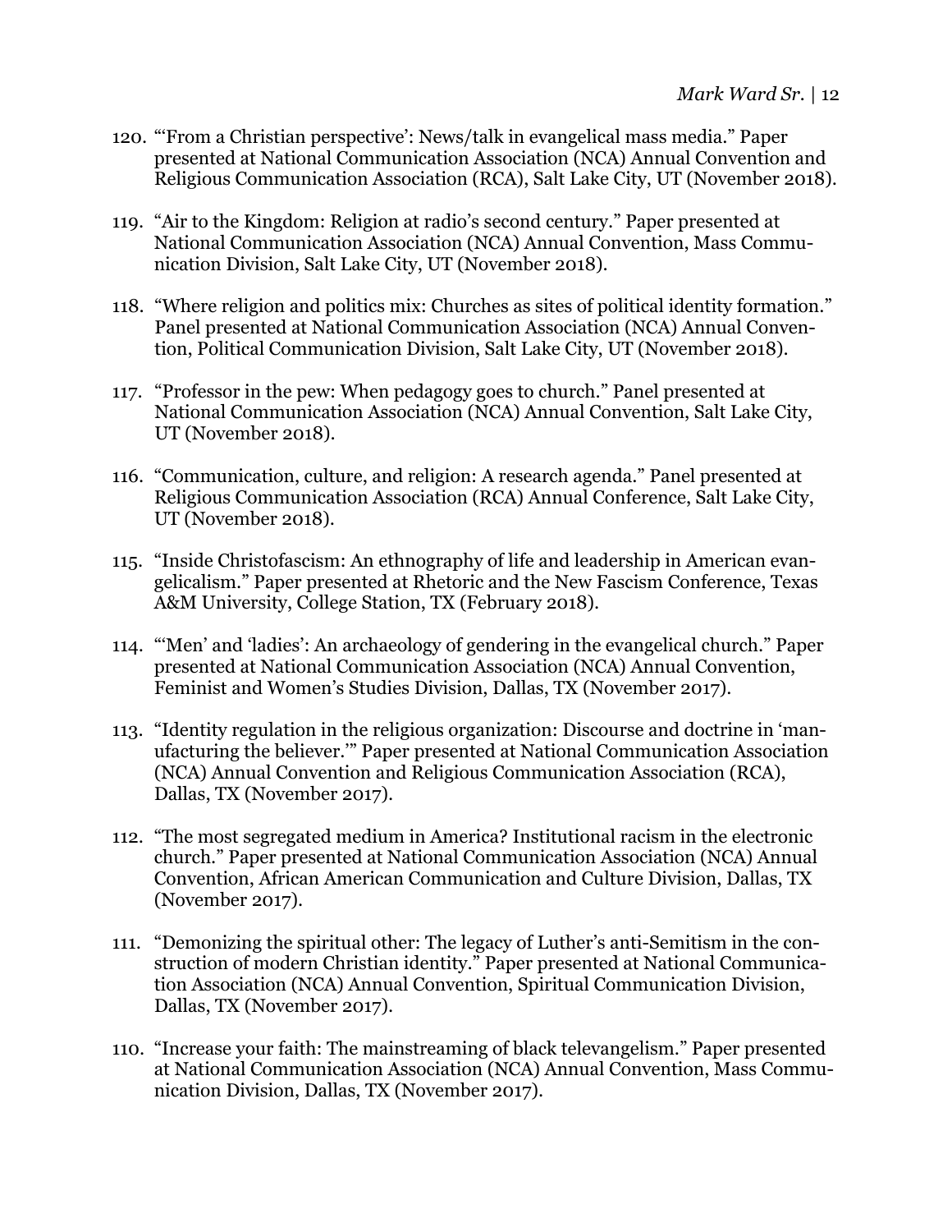120. "'From a Christian perspective': News/talk in evangelical mass media." Paper presented at National Communication Association (NCA) Annual Convention and Religious Communication Association (RCA), Salt Lake City, UT (November 2018).

119. "Air to the Kingdom: Religion at radio's second century." Paper presented at National Communication Association (NCA) Annual Convention, Mass Communication Division, Salt Lake City, UT (November 2018).

118. "Where religion and politics mix: Churches as sites of political identity formation." Panel presented at National Communication Association (NCA) Annual Convention, Political Communication Division, Salt Lake City, UT (November 2018).

117. "Professor in the pew: When pedagogy goes to church." Panel presented at National Communication Association (NCA) Annual Convention, Salt Lake City, UT (November 2018).

116. "Communication, culture, and religion: A research agenda." Panel presented at Religious Communication Association (RCA) Annual Conference, Salt Lake City, UT (November 2018).

115. "Inside Christofascism: An ethnography of life and leadership in American evangelicalism." Paper presented at Rhetoric and the New Fascism Conference, Texas A&M University, College Station, TX (February 2018).

114. "'Men' and 'ladies': An archaeology of gendering in the evangelical church." Paper presented at National Communication Association (NCA) Annual Convention, Feminist and Women's Studies Division, Dallas, TX (November 2017).

113. "Identity regulation in the religious organization: Discourse and doctrine in 'manufacturing the believer.'" Paper presented at National Communication Association (NCA) Annual Convention and Religious Communication Association (RCA), Dallas, TX (November 2017).

112. "The most segregated medium in America? Institutional racism in the electronic church." Paper presented at National Communication Association (NCA) Annual Convention, African American Communication and Culture Division, Dallas, TX (November 2017).

111. "Demonizing the spiritual other: The legacy of Luther's anti-Semitism in the construction of modern Christian identity." Paper presented at National Communication Association (NCA) Annual Convention, Spiritual Communication Division, Dallas, TX (November 2017).

110. "Increase your faith: The mainstreaming of black televangelism." Paper presented at National Communication Association (NCA) Annual Convention, Mass Communication Division, Dallas, TX (November 2017).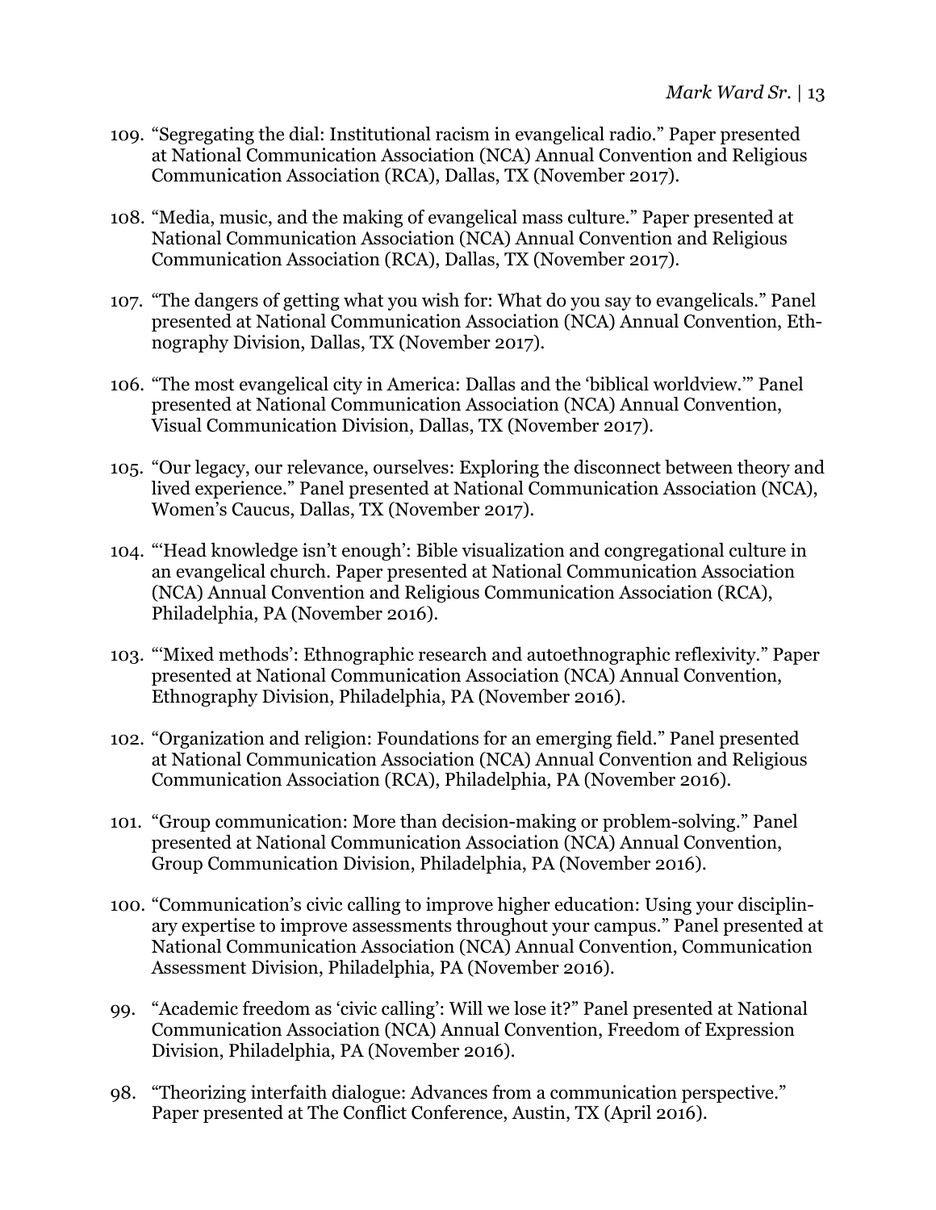109. "Segregating the dial: Institutional racism in evangelical radio." Paper presented at National Communication Association (NCA) Annual Convention and Religious Communication Association (RCA), Dallas, TX (November 2017).

108. "Media, music, and the making of evangelical mass culture." Paper presented at National Communication Association (NCA) Annual Convention and Religious Communication Association (RCA), Dallas, TX (November 2017).

107. "The dangers of getting what you wish for: What do you say to evangelicals." Panel presented at National Communication Association (NCA) Annual Convention, Ethnography Division, Dallas, TX (November 2017).

106. "The most evangelical city in America: Dallas and the 'biblical worldview.'" Panel presented at National Communication Association (NCA) Annual Convention, Visual Communication Division, Dallas, TX (November 2017).

105. "Our legacy, our relevance, ourselves: Exploring the disconnect between theory and lived experience." Panel presented at National Communication Association (NCA), Women's Caucus, Dallas, TX (November 2017).

104. "'Head knowledge isn't enough': Bible visualization and congregational culture in an evangelical church. Paper presented at National Communication Association (NCA) Annual Convention and Religious Communication Association (RCA), Philadelphia, PA (November 2016).

103. "'Mixed methods': Ethnographic research and autoethnographic reflexivity." Paper presented at National Communication Association (NCA) Annual Convention, Ethnography Division, Philadelphia, PA (November 2016).

102. "Organization and religion: Foundations for an emerging field." Panel presented at National Communication Association (NCA) Annual Convention and Religious Communication Association (RCA), Philadelphia, PA (November 2016).

101. "Group communication: More than decision-making or problem-solving." Panel presented at National Communication Association (NCA) Annual Convention, Group Communication Division, Philadelphia, PA (November 2016).

100. "Communication's civic calling to improve higher education: Using your disciplinary expertise to improve assessments throughout your campus." Panel presented at National Communication Association (NCA) Annual Convention, Communication Assessment Division, Philadelphia, PA (November 2016).

99. "Academic freedom as 'civic calling': Will we lose it?" Panel presented at National Communication Association (NCA) Annual Convention, Freedom of Expression Division, Philadelphia, PA (November 2016).

98. "Theorizing interfaith dialogue: Advances from a communication perspective." Paper presented at The Conflict Conference, Austin, TX (April 2016).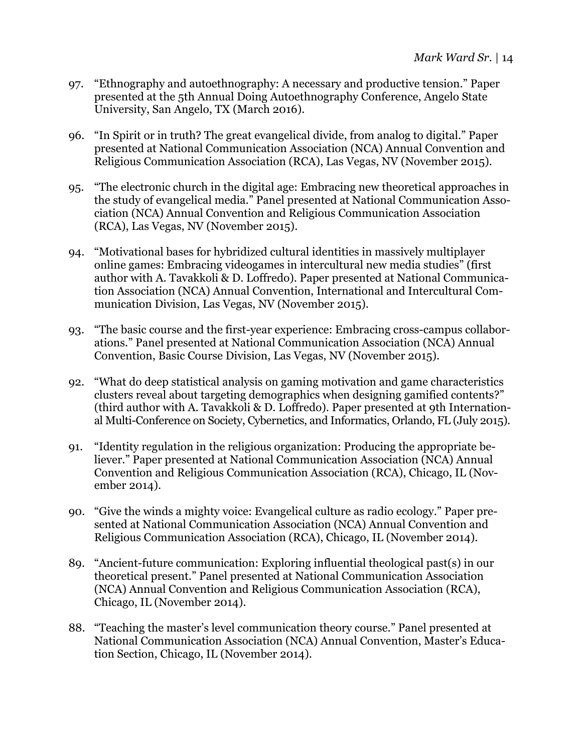97. "Ethnography and autoethnography: A necessary and productive tension." Paper presented at the 5th Annual Doing Autoethnography Conference, Angelo State University, San Angelo, TX (March 2016).

96. "In Spirit or in truth? The great evangelical divide, from analog to digital." Paper presented at National Communication Association (NCA) Annual Convention and Religious Communication Association (RCA), Las Vegas, NV (November 2015).

95. "The electronic church in the digital age: Embracing new theoretical approaches in the study of evangelical media." Panel presented at National Communication Association (NCA) Annual Convention and Religious Communication Association (RCA), Las Vegas, NV (November 2015).

94. "Motivational bases for hybridized cultural identities in massively multiplayer online games: Embracing videogames in intercultural new media studies" (first author with A. Tavakkoli & D. Loffredo). Paper presented at National Communication Association (NCA) Annual Convention, International and Intercultural Communication Division, Las Vegas, NV (November 2015).

93. "The basic course and the first-year experience: Embracing cross-campus collaborations." Panel presented at National Communication Association (NCA) Annual Convention, Basic Course Division, Las Vegas, NV (November 2015).

92. "What do deep statistical analysis on gaming motivation and game characteristics clusters reveal about targeting demographics when designing gamified contents?" (third author with A. Tavakkoli & D. Loffredo). Paper presented at 9th International Multi-Conference on Society, Cybernetics, and Informatics, Orlando, FL (July 2015).

91. "Identity regulation in the religious organization: Producing the appropriate believer." Paper presented at National Communication Association (NCA) Annual Convention and Religious Communication Association (RCA), Chicago, IL (November 2014).

90. "Give the winds a mighty voice: Evangelical culture as radio ecology." Paper presented at National Communication Association (NCA) Annual Convention and Religious Communication Association (RCA), Chicago, IL (November 2014).

89. "Ancient-future communication: Exploring influential theological past(s) in our theoretical present." Panel presented at National Communication Association (NCA) Annual Convention and Religious Communication Association (RCA), Chicago, IL (November 2014).

88. "Teaching the master's level communication theory course." Panel presented at National Communication Association (NCA) Annual Convention, Master's Education Section, Chicago, IL (November 2014).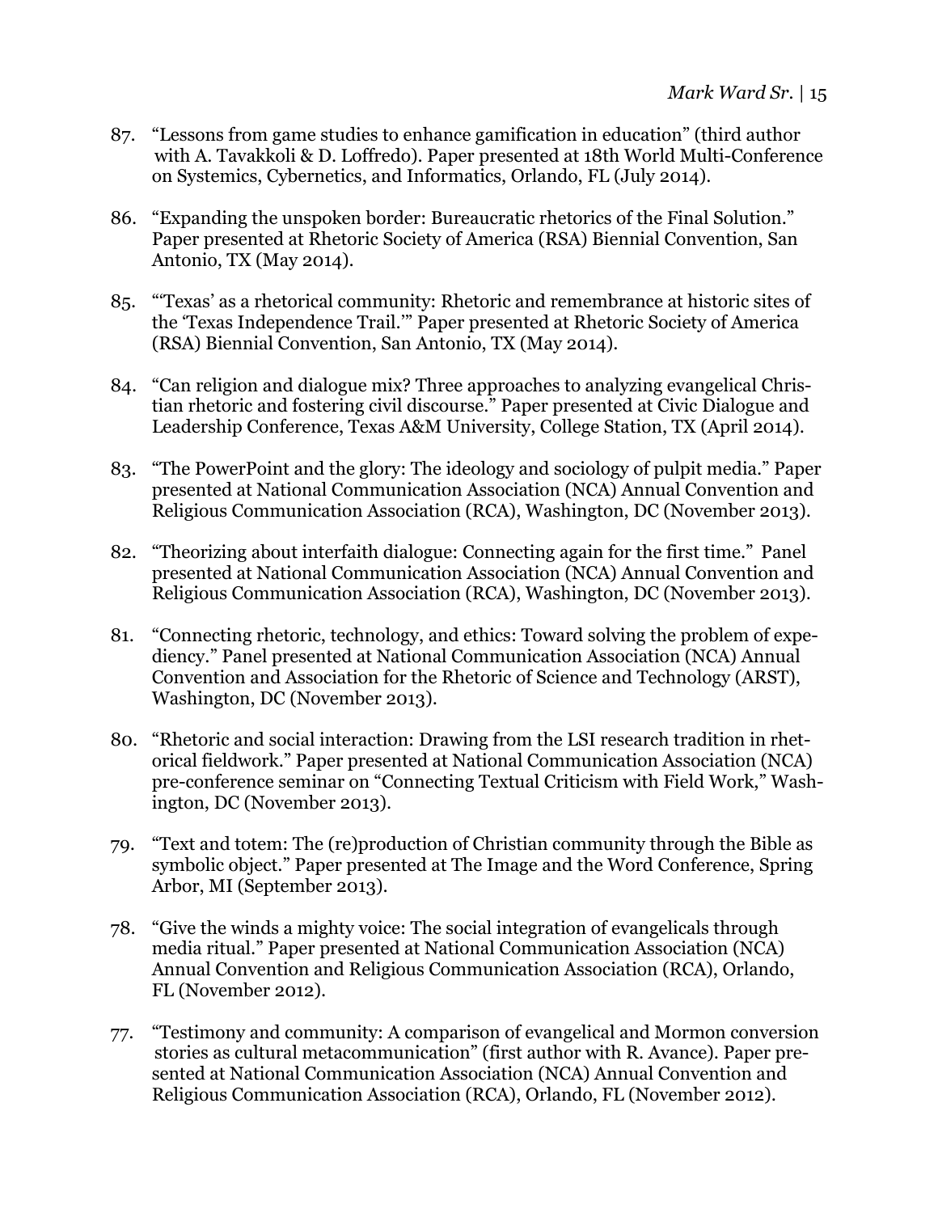87. "Lessons from game studies to enhance gamification in education" (third author with A. Tavakkoli & D. Loffredo). Paper presented at 18th World Multi-Conference on Systemics, Cybernetics, and Informatics, Orlando, FL (July 2014).

86. "Expanding the unspoken border: Bureaucratic rhetorics of the Final Solution." Paper presented at Rhetoric Society of America (RSA) Biennial Convention, San Antonio, TX (May 2014).

85. "'Texas' as a rhetorical community: Rhetoric and remembrance at historic sites of the 'Texas Independence Trail.'" Paper presented at Rhetoric Society of America (RSA) Biennial Convention, San Antonio, TX (May 2014).

84. "Can religion and dialogue mix? Three approaches to analyzing evangelical Christian rhetoric and fostering civil discourse." Paper presented at Civic Dialogue and Leadership Conference, Texas A&M University, College Station, TX (April 2014).

83. "The PowerPoint and the glory: The ideology and sociology of pulpit media." Paper presented at National Communication Association (NCA) Annual Convention and Religious Communication Association (RCA), Washington, DC (November 2013).

82. "Theorizing about interfaith dialogue: Connecting again for the first time." Panel presented at National Communication Association (NCA) Annual Convention and Religious Communication Association (RCA), Washington, DC (November 2013).

81. "Connecting rhetoric, technology, and ethics: Toward solving the problem of expediency." Panel presented at National Communication Association (NCA) Annual Convention and Association for the Rhetoric of Science and Technology (ARST), Washington, DC (November 2013).

80. "Rhetoric and social interaction: Drawing from the LSI research tradition in rhetorical fieldwork." Paper presented at National Communication Association (NCA) pre-conference seminar on "Connecting Textual Criticism with Field Work," Washington, DC (November 2013).

79. "Text and totem: The (re)production of Christian community through the Bible as symbolic object." Paper presented at The Image and the Word Conference, Spring Arbor, MI (September 2013).

78. "Give the winds a mighty voice: The social integration of evangelicals through media ritual." Paper presented at National Communication Association (NCA) Annual Convention and Religious Communication Association (RCA), Orlando, FL (November 2012).

77. "Testimony and community: A comparison of evangelical and Mormon conversion stories as cultural metacommunication" (first author with R. Avance). Paper presented at National Communication Association (NCA) Annual Convention and Religious Communication Association (RCA), Orlando, FL (November 2012).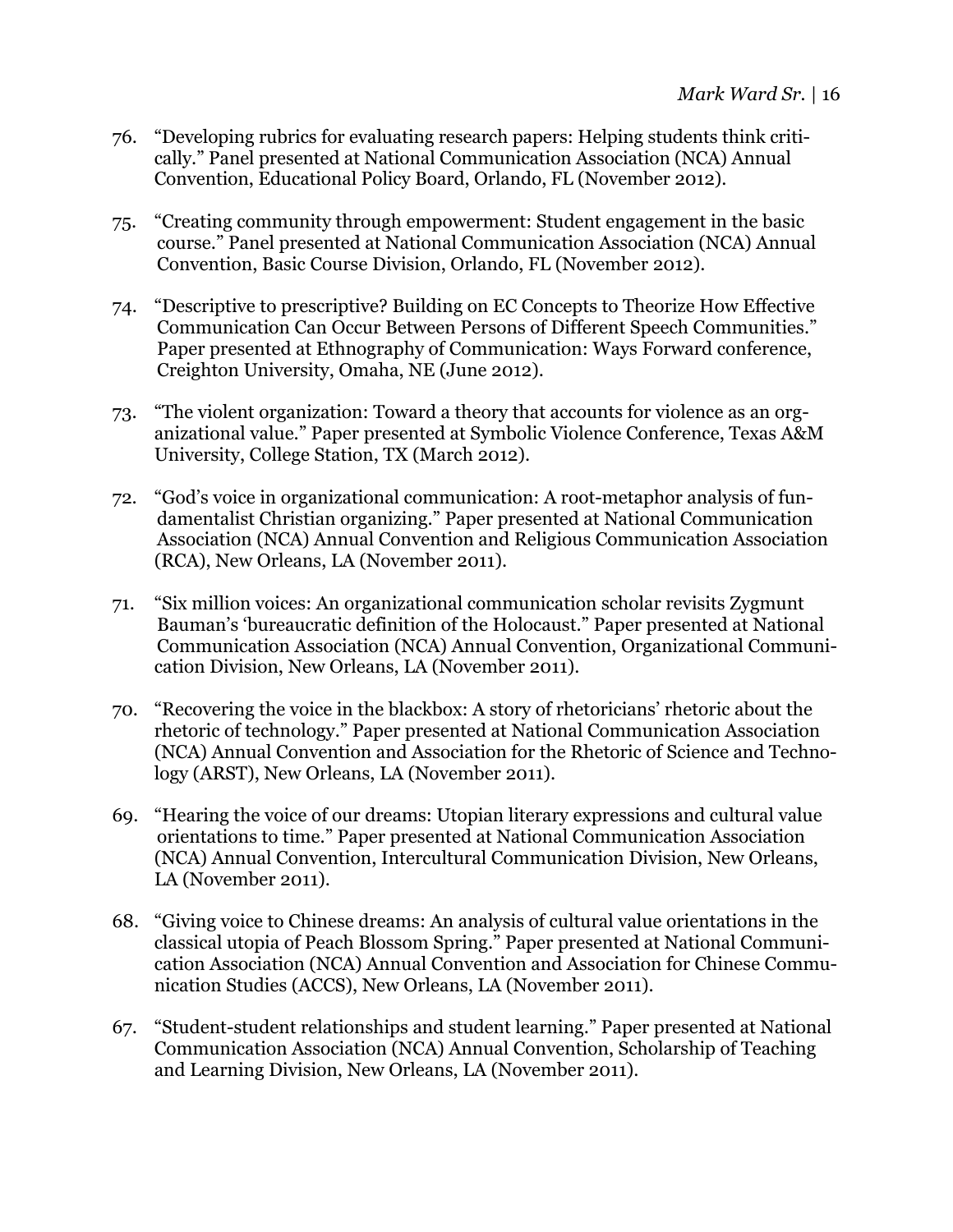76. "Developing rubrics for evaluating research papers: Helping students think critically." Panel presented at National Communication Association (NCA) Annual Convention, Educational Policy Board, Orlando, FL (November 2012).

75. "Creating community through empowerment: Student engagement in the basic course." Panel presented at National Communication Association (NCA) Annual Convention, Basic Course Division, Orlando, FL (November 2012).

74. "Descriptive to prescriptive? Building on EC Concepts to Theorize How Effective Communication Can Occur Between Persons of Different Speech Communities." Paper presented at Ethnography of Communication: Ways Forward conference, Creighton University, Omaha, NE (June 2012).

73. "The violent organization: Toward a theory that accounts for violence as an organizational value." Paper presented at Symbolic Violence Conference, Texas A&M University, College Station, TX (March 2012).

72. "God's voice in organizational communication: A root-metaphor analysis of fundamentalist Christian organizing." Paper presented at National Communication Association (NCA) Annual Convention and Religious Communication Association (RCA), New Orleans, LA (November 2011).

71. "Six million voices: An organizational communication scholar revisits Zygmunt Bauman's 'bureaucratic definition of the Holocaust." Paper presented at National Communication Association (NCA) Annual Convention, Organizational Communication Division, New Orleans, LA (November 2011).

70. "Recovering the voice in the blackbox: A story of rhetoricians' rhetoric about the rhetoric of technology." Paper presented at National Communication Association (NCA) Annual Convention and Association for the Rhetoric of Science and Technology (ARST), New Orleans, LA (November 2011).

69. "Hearing the voice of our dreams: Utopian literary expressions and cultural value orientations to time." Paper presented at National Communication Association (NCA) Annual Convention, Intercultural Communication Division, New Orleans, LA (November 2011).

68. "Giving voice to Chinese dreams: An analysis of cultural value orientations in the classical utopia of Peach Blossom Spring." Paper presented at National Communication Association (NCA) Annual Convention and Association for Chinese Communication Studies (ACCS), New Orleans, LA (November 2011).

67. "Student-student relationships and student learning." Paper presented at National Communication Association (NCA) Annual Convention, Scholarship of Teaching and Learning Division, New Orleans, LA (November 2011).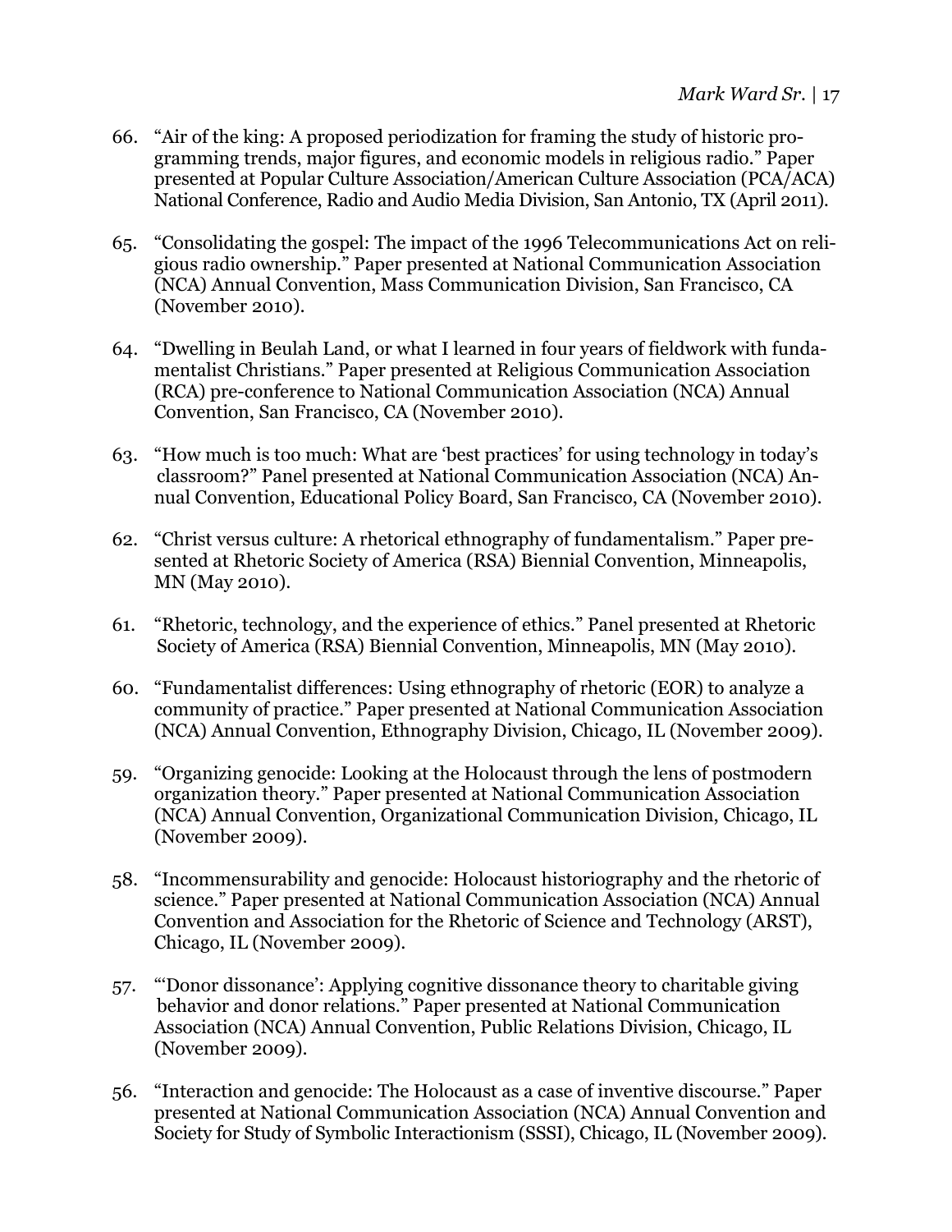66. "Air of the king: A proposed periodization for framing the study of historic programming trends, major figures, and economic models in religious radio." Paper presented at Popular Culture Association/American Culture Association (PCA/ACA) National Conference, Radio and Audio Media Division, San Antonio, TX (April 2011).

65. "Consolidating the gospel: The impact of the 1996 Telecommunications Act on religious radio ownership." Paper presented at National Communication Association (NCA) Annual Convention, Mass Communication Division, San Francisco, CA (November 2010).

64. "Dwelling in Beulah Land, or what I learned in four years of fieldwork with fundamentalist Christians." Paper presented at Religious Communication Association (RCA) pre-conference to National Communication Association (NCA) Annual Convention, San Francisco, CA (November 2010).

63. "How much is too much: What are 'best practices' for using technology in today's classroom?" Panel presented at National Communication Association (NCA) Annual Convention, Educational Policy Board, San Francisco, CA (November 2010).

62. "Christ versus culture: A rhetorical ethnography of fundamentalism." Paper presented at Rhetoric Society of America (RSA) Biennial Convention, Minneapolis, MN (May 2010).

61. "Rhetoric, technology, and the experience of ethics." Panel presented at Rhetoric Society of America (RSA) Biennial Convention, Minneapolis, MN (May 2010).

60. "Fundamentalist differences: Using ethnography of rhetoric (EOR) to analyze a community of practice." Paper presented at National Communication Association (NCA) Annual Convention, Ethnography Division, Chicago, IL (November 2009).

59. "Organizing genocide: Looking at the Holocaust through the lens of postmodern organization theory." Paper presented at National Communication Association (NCA) Annual Convention, Organizational Communication Division, Chicago, IL (November 2009).

58. "Incommensurability and genocide: Holocaust historiography and the rhetoric of science." Paper presented at National Communication Association (NCA) Annual Convention and Association for the Rhetoric of Science and Technology (ARST), Chicago, IL (November 2009).

57. "'Donor dissonance': Applying cognitive dissonance theory to charitable giving behavior and donor relations." Paper presented at National Communication Association (NCA) Annual Convention, Public Relations Division, Chicago, IL (November 2009).

56. "Interaction and genocide: The Holocaust as a case of inventive discourse." Paper presented at National Communication Association (NCA) Annual Convention and Society for Study of Symbolic Interactionism (SSSI), Chicago, IL (November 2009).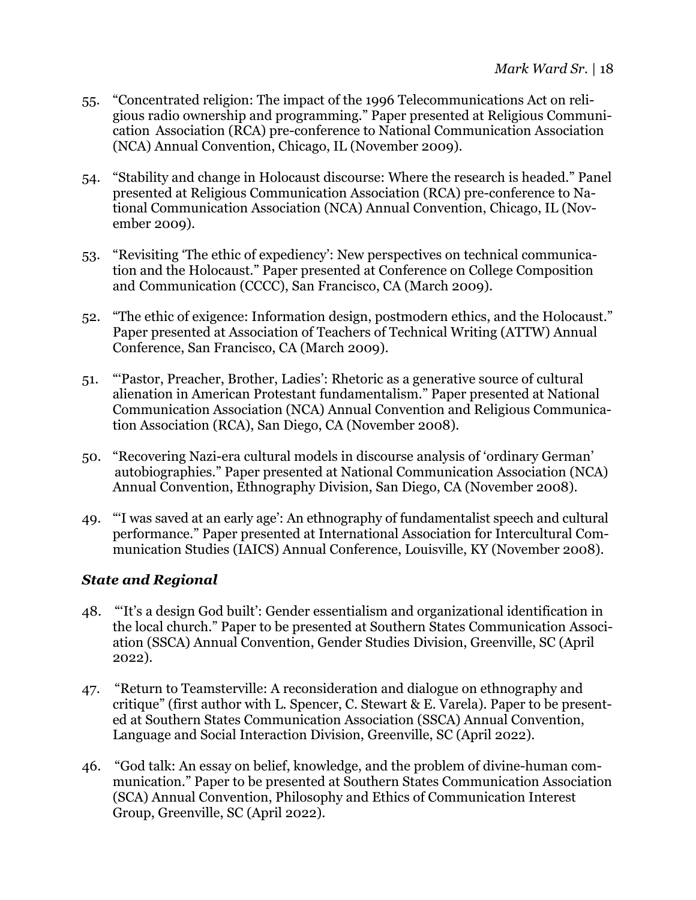55. "Concentrated religion: The impact of the 1996 Telecommunications Act on religious radio ownership and programming." Paper presented at Religious Communication Association (RCA) pre-conference to National Communication Association (NCA) Annual Convention, Chicago, IL (November 2009).

54. "Stability and change in Holocaust discourse: Where the research is headed." Panel presented at Religious Communication Association (RCA) pre-conference to National Communication Association (NCA) Annual Convention, Chicago, IL (November 2009).

53. "Revisiting 'The ethic of expediency': New perspectives on technical communication and the Holocaust." Paper presented at Conference on College Composition and Communication (CCCC), San Francisco, CA (March 2009).

52. "The ethic of exigence: Information design, postmodern ethics, and the Holocaust." Paper presented at Association of Teachers of Technical Writing (ATTW) Annual Conference, San Francisco, CA (March 2009).

51. "'Pastor, Preacher, Brother, Ladies': Rhetoric as a generative source of cultural alienation in American Protestant fundamentalism." Paper presented at National Communication Association (NCA) Annual Convention and Religious Communication Association (RCA), San Diego, CA (November 2008).

50. "Recovering Nazi-era cultural models in discourse analysis of 'ordinary German' autobiographies." Paper presented at National Communication Association (NCA) Annual Convention, Ethnography Division, San Diego, CA (November 2008).

49. "'I was saved at an early age': An ethnography of fundamentalist speech and cultural performance." Paper presented at International Association for Intercultural Communication Studies (IAICS) Annual Conference, Louisville, KY (November 2008).

### *State and Regional*

48. "'It's a design God built': Gender essentialism and organizational identification in the local church." Paper to be presented at Southern States Communication Association (SSCA) Annual Convention, Gender Studies Division, Greenville, SC (April 2022).

47. "Return to Teamsterville: A reconsideration and dialogue on ethnography and critique" (first author with L. Spencer, C. Stewart & E. Varela). Paper to be presented at Southern States Communication Association (SSCA) Annual Convention, Language and Social Interaction Division, Greenville, SC (April 2022).

46. "God talk: An essay on belief, knowledge, and the problem of divine-human communication." Paper to be presented at Southern States Communication Association (SCA) Annual Convention, Philosophy and Ethics of Communication Interest Group, Greenville, SC (April 2022).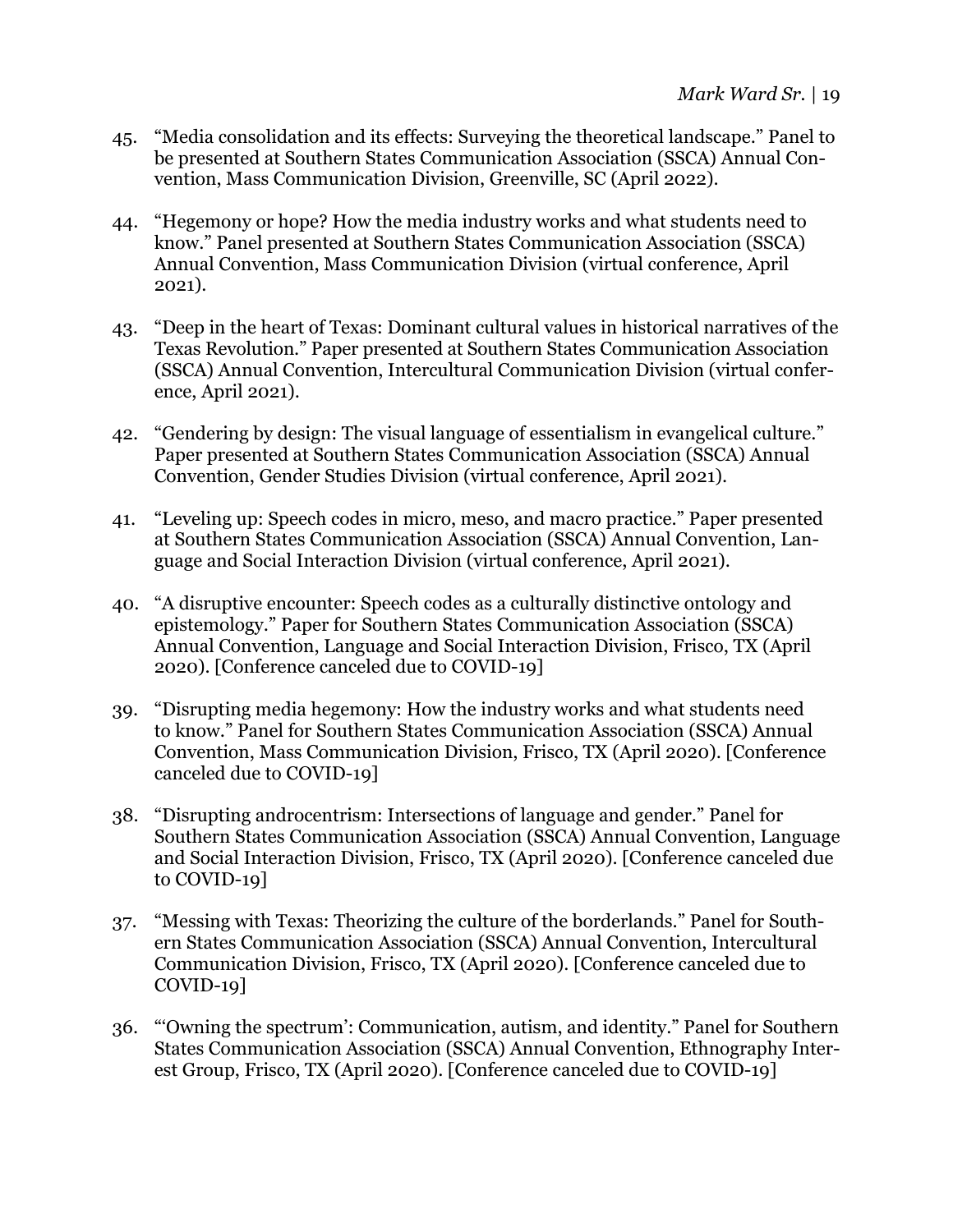45. "Media consolidation and its effects: Surveying the theoretical landscape." Panel to be presented at Southern States Communication Association (SSCA) Annual Convention, Mass Communication Division, Greenville, SC (April 2022).

44. "Hegemony or hope? How the media industry works and what students need to know." Panel presented at Southern States Communication Association (SSCA) Annual Convention, Mass Communication Division (virtual conference, April 2021).

43. "Deep in the heart of Texas: Dominant cultural values in historical narratives of the Texas Revolution." Paper presented at Southern States Communication Association (SSCA) Annual Convention, Intercultural Communication Division (virtual conference, April 2021).

42. "Gendering by design: The visual language of essentialism in evangelical culture." Paper presented at Southern States Communication Association (SSCA) Annual Convention, Gender Studies Division (virtual conference, April 2021).

41. "Leveling up: Speech codes in micro, meso, and macro practice." Paper presented at Southern States Communication Association (SSCA) Annual Convention, Language and Social Interaction Division (virtual conference, April 2021).

40. "A disruptive encounter: Speech codes as a culturally distinctive ontology and epistemology." Paper for Southern States Communication Association (SSCA) Annual Convention, Language and Social Interaction Division, Frisco, TX (April 2020). [Conference canceled due to COVID-19]

39. "Disrupting media hegemony: How the industry works and what students need to know." Panel for Southern States Communication Association (SSCA) Annual Convention, Mass Communication Division, Frisco, TX (April 2020). [Conference canceled due to COVID-19]

38. "Disrupting androcentrism: Intersections of language and gender." Panel for Southern States Communication Association (SSCA) Annual Convention, Language and Social Interaction Division, Frisco, TX (April 2020). [Conference canceled due to COVID-19]

37. "Messing with Texas: Theorizing the culture of the borderlands." Panel for Southern States Communication Association (SSCA) Annual Convention, Intercultural Communication Division, Frisco, TX (April 2020). [Conference canceled due to COVID-19]

36. "'Owning the spectrum': Communication, autism, and identity." Panel for Southern States Communication Association (SSCA) Annual Convention, Ethnography Interest Group, Frisco, TX (April 2020). [Conference canceled due to COVID-19]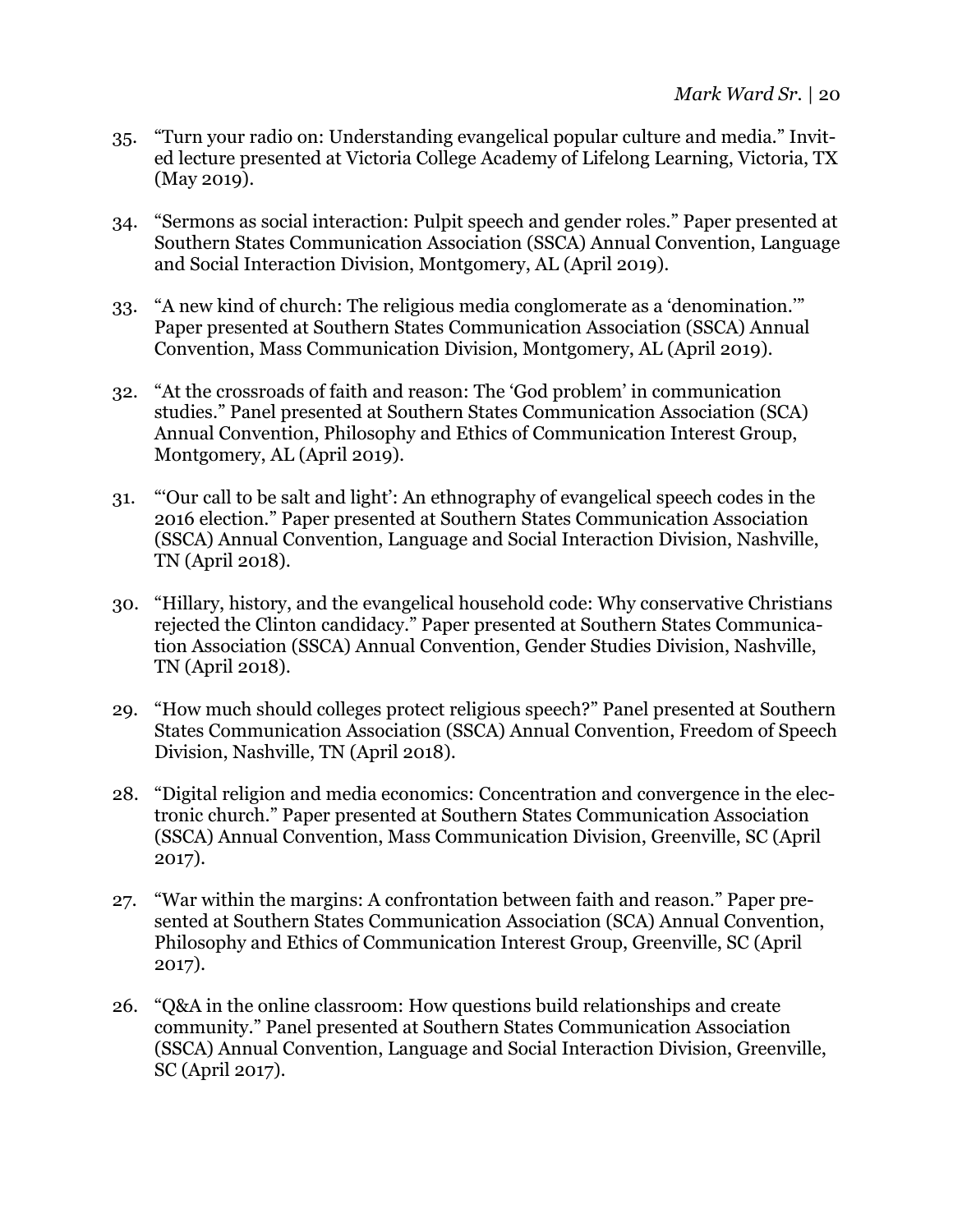35. "Turn your radio on: Understanding evangelical popular culture and media." Invited lecture presented at Victoria College Academy of Lifelong Learning, Victoria, TX (May 2019).

34. "Sermons as social interaction: Pulpit speech and gender roles." Paper presented at Southern States Communication Association (SSCA) Annual Convention, Language and Social Interaction Division, Montgomery, AL (April 2019).

33. "A new kind of church: The religious media conglomerate as a 'denomination.'" Paper presented at Southern States Communication Association (SSCA) Annual Convention, Mass Communication Division, Montgomery, AL (April 2019).

32. "At the crossroads of faith and reason: The 'God problem' in communication studies." Panel presented at Southern States Communication Association (SCA) Annual Convention, Philosophy and Ethics of Communication Interest Group, Montgomery, AL (April 2019).

31. "'Our call to be salt and light': An ethnography of evangelical speech codes in the 2016 election." Paper presented at Southern States Communication Association (SSCA) Annual Convention, Language and Social Interaction Division, Nashville, TN (April 2018).

30. "Hillary, history, and the evangelical household code: Why conservative Christians rejected the Clinton candidacy." Paper presented at Southern States Communication Association (SSCA) Annual Convention, Gender Studies Division, Nashville, TN (April 2018).

29. "How much should colleges protect religious speech?" Panel presented at Southern States Communication Association (SSCA) Annual Convention, Freedom of Speech Division, Nashville, TN (April 2018).

28. "Digital religion and media economics: Concentration and convergence in the electronic church." Paper presented at Southern States Communication Association (SSCA) Annual Convention, Mass Communication Division, Greenville, SC (April 2017).

27. "War within the margins: A confrontation between faith and reason." Paper presented at Southern States Communication Association (SCA) Annual Convention, Philosophy and Ethics of Communication Interest Group, Greenville, SC (April 2017).

26. "Q&A in the online classroom: How questions build relationships and create community." Panel presented at Southern States Communication Association (SSCA) Annual Convention, Language and Social Interaction Division, Greenville, SC (April 2017).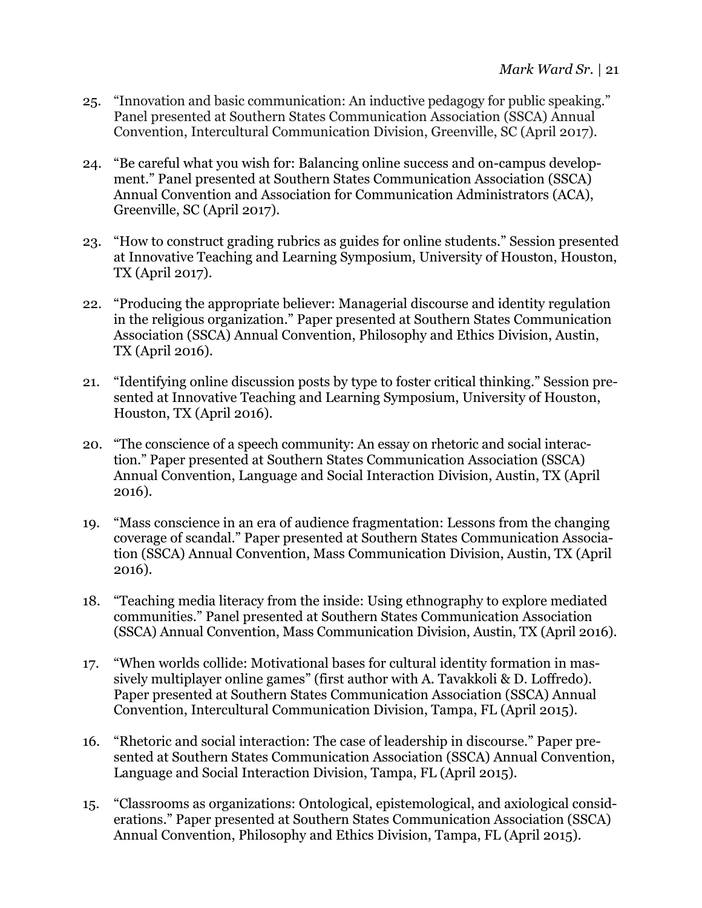25. "Innovation and basic communication: An inductive pedagogy for public speaking." Panel presented at Southern States Communication Association (SSCA) Annual Convention, Intercultural Communication Division, Greenville, SC (April 2017).

24. "Be careful what you wish for: Balancing online success and on-campus development." Panel presented at Southern States Communication Association (SSCA) Annual Convention and Association for Communication Administrators (ACA), Greenville, SC (April 2017).

23. "How to construct grading rubrics as guides for online students." Session presented at Innovative Teaching and Learning Symposium, University of Houston, Houston, TX (April 2017).

22. "Producing the appropriate believer: Managerial discourse and identity regulation in the religious organization." Paper presented at Southern States Communication Association (SSCA) Annual Convention, Philosophy and Ethics Division, Austin, TX (April 2016).

21. "Identifying online discussion posts by type to foster critical thinking." Session presented at Innovative Teaching and Learning Symposium, University of Houston, Houston, TX (April 2016).

20. "The conscience of a speech community: An essay on rhetoric and social interaction." Paper presented at Southern States Communication Association (SSCA) Annual Convention, Language and Social Interaction Division, Austin, TX (April 2016).

19. "Mass conscience in an era of audience fragmentation: Lessons from the changing coverage of scandal." Paper presented at Southern States Communication Association (SSCA) Annual Convention, Mass Communication Division, Austin, TX (April 2016).

18. "Teaching media literacy from the inside: Using ethnography to explore mediated communities." Panel presented at Southern States Communication Association (SSCA) Annual Convention, Mass Communication Division, Austin, TX (April 2016).

17. "When worlds collide: Motivational bases for cultural identity formation in massively multiplayer online games" (first author with A. Tavakkoli & D. Loffredo). Paper presented at Southern States Communication Association (SSCA) Annual Convention, Intercultural Communication Division, Tampa, FL (April 2015).

16. "Rhetoric and social interaction: The case of leadership in discourse." Paper presented at Southern States Communication Association (SSCA) Annual Convention, Language and Social Interaction Division, Tampa, FL (April 2015).

15. "Classrooms as organizations: Ontological, epistemological, and axiological considerations." Paper presented at Southern States Communication Association (SSCA) Annual Convention, Philosophy and Ethics Division, Tampa, FL (April 2015).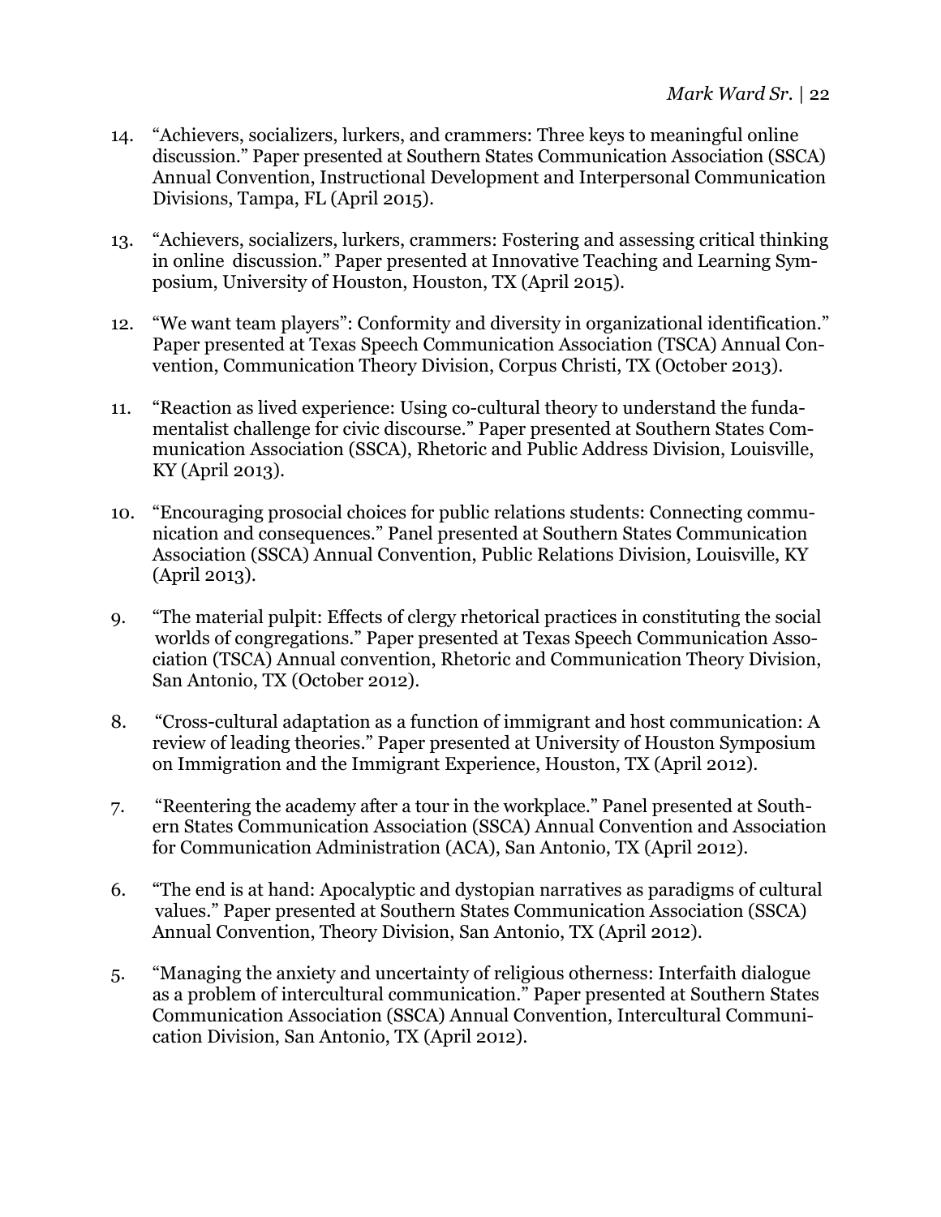14. "Achievers, socializers, lurkers, and crammers: Three keys to meaningful online discussion." Paper presented at Southern States Communication Association (SSCA) Annual Convention, Instructional Development and Interpersonal Communication Divisions, Tampa, FL (April 2015).

13. "Achievers, socializers, lurkers, crammers: Fostering and assessing critical thinking in online discussion." Paper presented at Innovative Teaching and Learning Symposium, University of Houston, Houston, TX (April 2015).

12. "We want team players": Conformity and diversity in organizational identification." Paper presented at Texas Speech Communication Association (TSCA) Annual Convention, Communication Theory Division, Corpus Christi, TX (October 2013).

11. "Reaction as lived experience: Using co-cultural theory to understand the fundamentalist challenge for civic discourse." Paper presented at Southern States Communication Association (SSCA), Rhetoric and Public Address Division, Louisville, KY (April 2013).

10. "Encouraging prosocial choices for public relations students: Connecting communication and consequences." Panel presented at Southern States Communication Association (SSCA) Annual Convention, Public Relations Division, Louisville, KY (April 2013).

9. "The material pulpit: Effects of clergy rhetorical practices in constituting the social worlds of congregations." Paper presented at Texas Speech Communication Association (TSCA) Annual convention, Rhetoric and Communication Theory Division, San Antonio, TX (October 2012).

8. "Cross-cultural adaptation as a function of immigrant and host communication: A review of leading theories." Paper presented at University of Houston Symposium on Immigration and the Immigrant Experience, Houston, TX (April 2012).

7. "Reentering the academy after a tour in the workplace." Panel presented at Southern States Communication Association (SSCA) Annual Convention and Association for Communication Administration (ACA), San Antonio, TX (April 2012).

6. "The end is at hand: Apocalyptic and dystopian narratives as paradigms of cultural values." Paper presented at Southern States Communication Association (SSCA) Annual Convention, Theory Division, San Antonio, TX (April 2012).

5. "Managing the anxiety and uncertainty of religious otherness: Interfaith dialogue as a problem of intercultural communication." Paper presented at Southern States Communication Association (SSCA) Annual Convention, Intercultural Communication Division, San Antonio, TX (April 2012).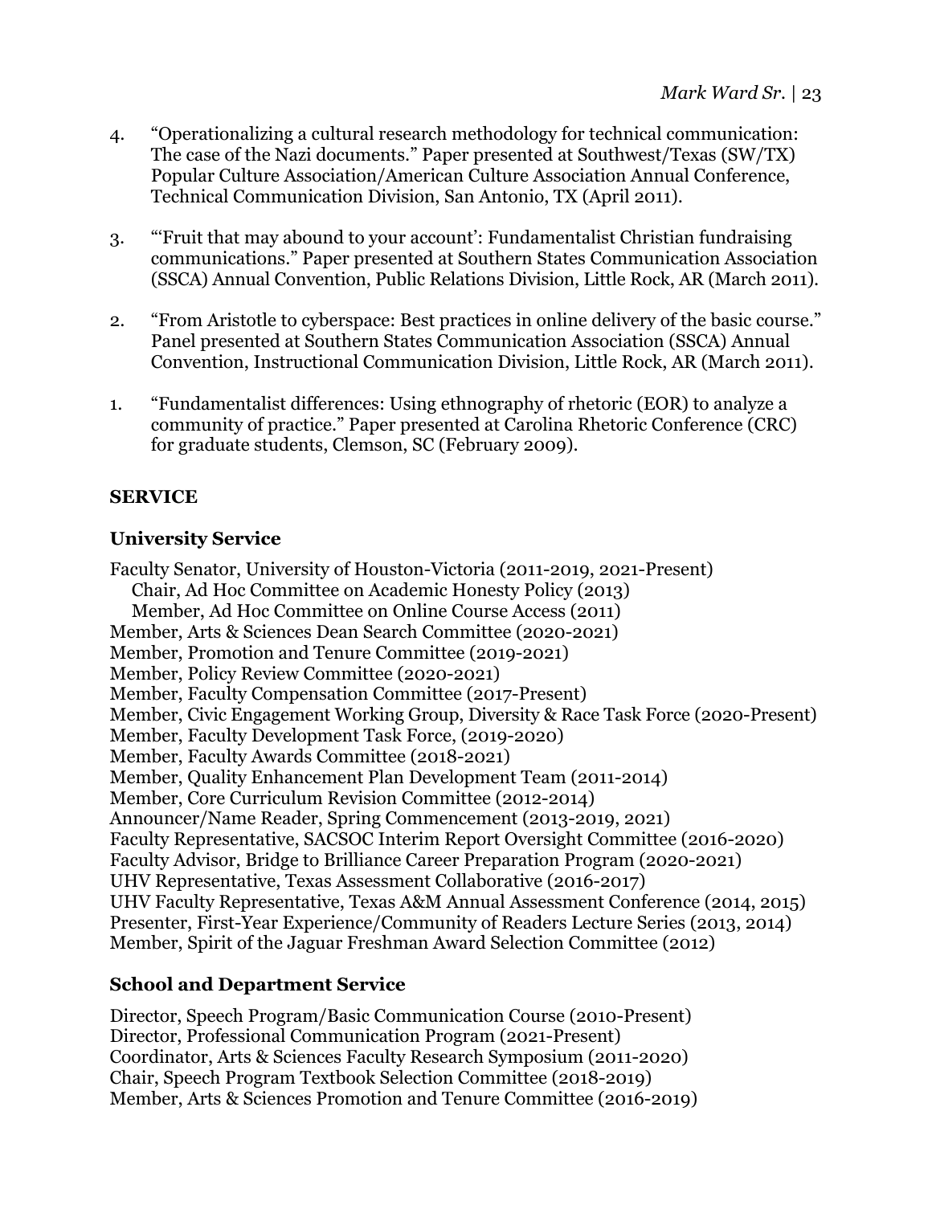4. "Operationalizing a cultural research methodology for technical communication: The case of the Nazi documents." Paper presented at Southwest/Texas (SW/TX) Popular Culture Association/American Culture Association Annual Conference, Technical Communication Division, San Antonio, TX (April 2011).

3. "'Fruit that may abound to your account': Fundamentalist Christian fundraising communications." Paper presented at Southern States Communication Association (SSCA) Annual Convention, Public Relations Division, Little Rock, AR (March 2011).

2. "From Aristotle to cyberspace: Best practices in online delivery of the basic course." Panel presented at Southern States Communication Association (SSCA) Annual Convention, Instructional Communication Division, Little Rock, AR (March 2011).

1. "Fundamentalist differences: Using ethnography of rhetoric (EOR) to analyze a community of practice." Paper presented at Carolina Rhetoric Conference (CRC) for graduate students, Clemson, SC (February 2009).

## SERVICE

### University Service

Faculty Senator, University of Houston-Victoria (2011-2019, 2021-Present)
  Chair, Ad Hoc Committee on Academic Honesty Policy (2013)
  Member, Ad Hoc Committee on Online Course Access (2011)
Member, Arts & Sciences Dean Search Committee (2020-2021)
Member, Promotion and Tenure Committee (2019-2021)
Member, Policy Review Committee (2020-2021)
Member, Faculty Compensation Committee (2017-Present)
Member, Civic Engagement Working Group, Diversity & Race Task Force (2020-Present)
Member, Faculty Development Task Force, (2019-2020)
Member, Faculty Awards Committee (2018-2021)
Member, Quality Enhancement Plan Development Team (2011-2014)
Member, Core Curriculum Revision Committee (2012-2014)
Announcer/Name Reader, Spring Commencement (2013-2019, 2021)
Faculty Representative, SACSOC Interim Report Oversight Committee (2016-2020)
Faculty Advisor, Bridge to Brilliance Career Preparation Program (2020-2021)
UHV Representative, Texas Assessment Collaborative (2016-2017)
UHV Faculty Representative, Texas A&M Annual Assessment Conference (2014, 2015)
Presenter, First-Year Experience/Community of Readers Lecture Series (2013, 2014)
Member, Spirit of the Jaguar Freshman Award Selection Committee (2012)

### School and Department Service

Director, Speech Program/Basic Communication Course (2010-Present)
Director, Professional Communication Program (2021-Present)
Coordinator, Arts & Sciences Faculty Research Symposium (2011-2020)
Chair, Speech Program Textbook Selection Committee (2018-2019)
Member, Arts & Sciences Promotion and Tenure Committee (2016-2019)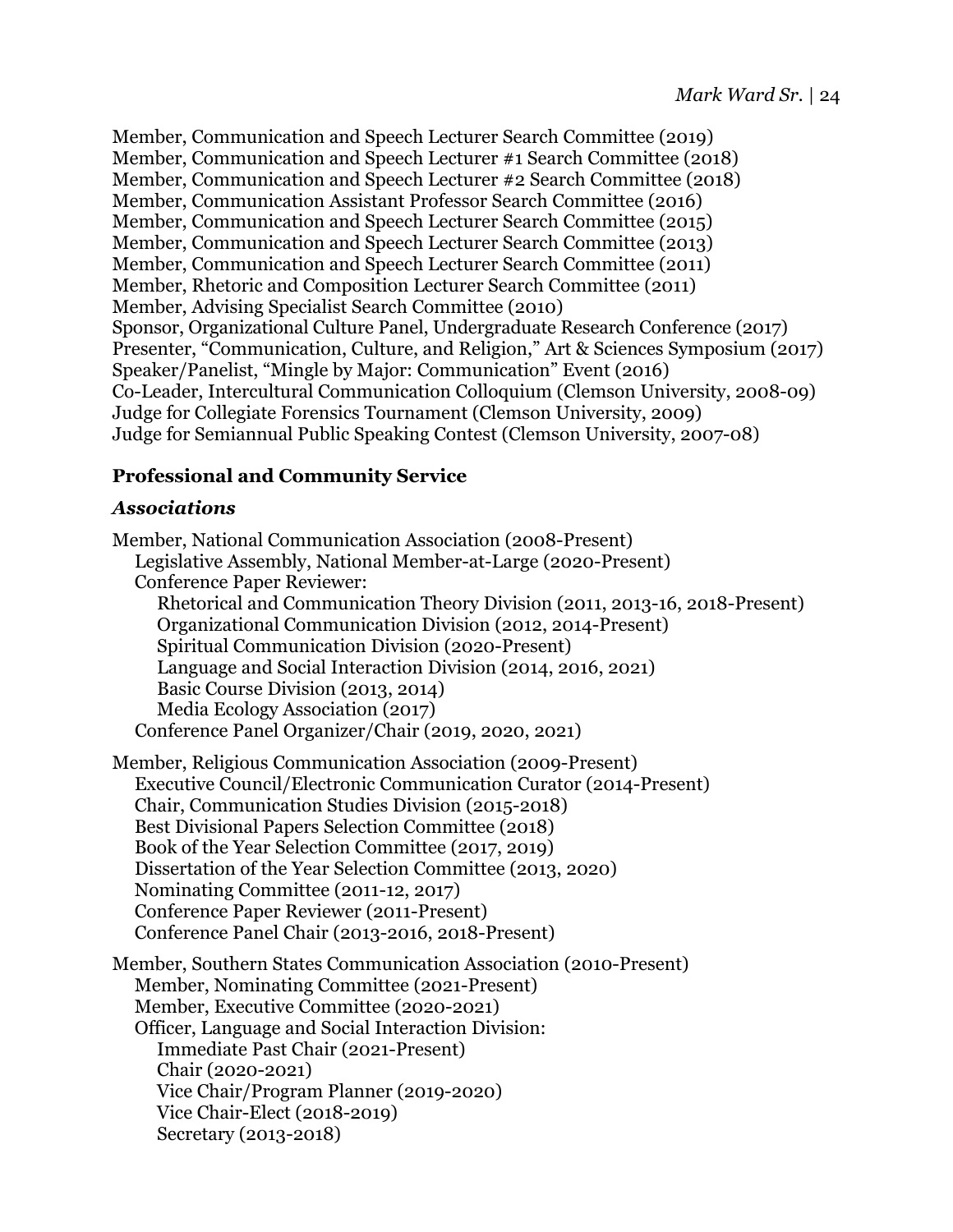Member, Communication and Speech Lecturer Search Committee (2019)
Member, Communication and Speech Lecturer #1 Search Committee (2018)
Member, Communication and Speech Lecturer #2 Search Committee (2018)
Member, Communication Assistant Professor Search Committee (2016)
Member, Communication and Speech Lecturer Search Committee (2015)
Member, Communication and Speech Lecturer Search Committee (2013)
Member, Communication and Speech Lecturer Search Committee (2011)
Member, Rhetoric and Composition Lecturer Search Committee (2011)
Member, Advising Specialist Search Committee (2010)
Sponsor, Organizational Culture Panel, Undergraduate Research Conference (2017)
Presenter, "Communication, Culture, and Religion," Art & Sciences Symposium (2017)
Speaker/Panelist, "Mingle by Major: Communication" Event (2016)
Co-Leader, Intercultural Communication Colloquium (Clemson University, 2008-09)
Judge for Collegiate Forensics Tournament (Clemson University, 2009)
Judge for Semiannual Public Speaking Contest (Clemson University, 2007-08)

**Professional and Community Service**

***Associations***

Member, National Communication Association (2008-Present)
- Legislative Assembly, National Member-at-Large (2020-Present)
- Conference Paper Reviewer:
  - Rhetorical and Communication Theory Division (2011, 2013-16, 2018-Present)
  - Organizational Communication Division (2012, 2014-Present)
  - Spiritual Communication Division (2020-Present)
  - Language and Social Interaction Division (2014, 2016, 2021)
  - Basic Course Division (2013, 2014)
  - Media Ecology Association (2017)
- Conference Panel Organizer/Chair (2019, 2020, 2021)

Member, Religious Communication Association (2009-Present)
- Executive Council/Electronic Communication Curator (2014-Present)
- Chair, Communication Studies Division (2015-2018)
- Best Divisional Papers Selection Committee (2018)
- Book of the Year Selection Committee (2017, 2019)
- Dissertation of the Year Selection Committee (2013, 2020)
- Nominating Committee (2011-12, 2017)
- Conference Paper Reviewer (2011-Present)
- Conference Panel Chair (2013-2016, 2018-Present)

Member, Southern States Communication Association (2010-Present)
- Member, Nominating Committee (2021-Present)
- Member, Executive Committee (2020-2021)
- Officer, Language and Social Interaction Division:
  - Immediate Past Chair (2021-Present)
  - Chair (2020-2021)
  - Vice Chair/Program Planner (2019-2020)
  - Vice Chair-Elect (2018-2019)
  - Secretary (2013-2018)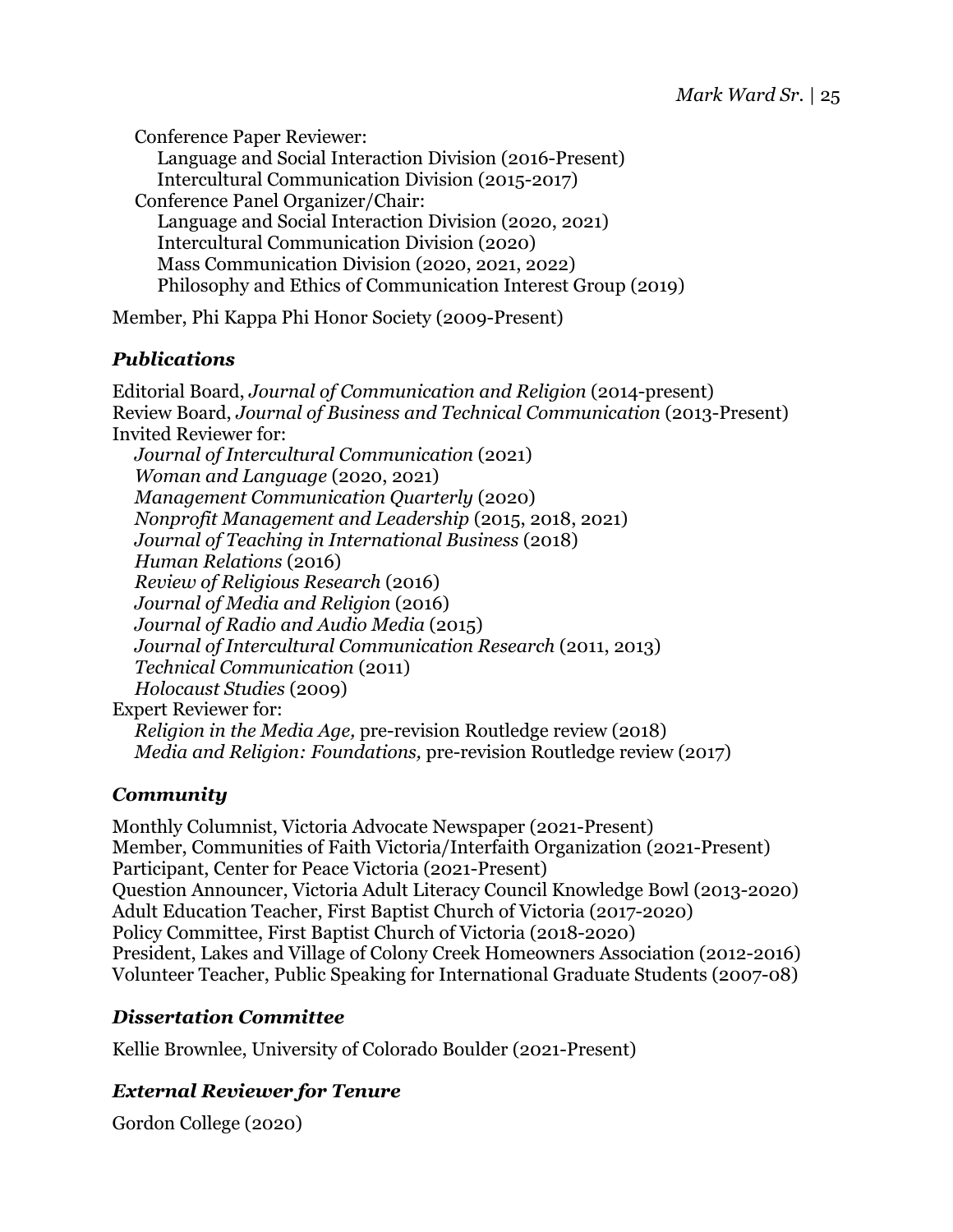Conference Paper Reviewer:
  Language and Social Interaction Division (2016-Present)
  Intercultural Communication Division (2015-2017)
Conference Panel Organizer/Chair:
  Language and Social Interaction Division (2020, 2021)
  Intercultural Communication Division (2020)
  Mass Communication Division (2020, 2021, 2022)
  Philosophy and Ethics of Communication Interest Group (2019)

Member, Phi Kappa Phi Honor Society (2009-Present)

### *Publications*

Editorial Board, *Journal of Communication and Religion* (2014-present)
Review Board, *Journal of Business and Technical Communication* (2013-Present)
Invited Reviewer for:
  *Journal of Intercultural Communication* (2021)
  *Woman and Language* (2020, 2021)
  *Management Communication Quarterly* (2020)
  *Nonprofit Management and Leadership* (2015, 2018, 2021)
  *Journal of Teaching in International Business* (2018)
  *Human Relations* (2016)
  *Review of Religious Research* (2016)
  *Journal of Media and Religion* (2016)
  *Journal of Radio and Audio Media* (2015)
  *Journal of Intercultural Communication Research* (2011, 2013)
  *Technical Communication* (2011)
  *Holocaust Studies* (2009)
Expert Reviewer for:
  *Religion in the Media Age,* pre-revision Routledge review (2018)
  *Media and Religion: Foundations,* pre-revision Routledge review (2017)

### *Community*

Monthly Columnist, Victoria Advocate Newspaper (2021-Present)
Member, Communities of Faith Victoria/Interfaith Organization (2021-Present)
Participant, Center for Peace Victoria (2021-Present)
Question Announcer, Victoria Adult Literacy Council Knowledge Bowl (2013-2020)
Adult Education Teacher, First Baptist Church of Victoria (2017-2020)
Policy Committee, First Baptist Church of Victoria (2018-2020)
President, Lakes and Village of Colony Creek Homeowners Association (2012-2016)
Volunteer Teacher, Public Speaking for International Graduate Students (2007-08)

### *Dissertation Committee*

Kellie Brownlee, University of Colorado Boulder (2021-Present)

### *External Reviewer for Tenure*

Gordon College (2020)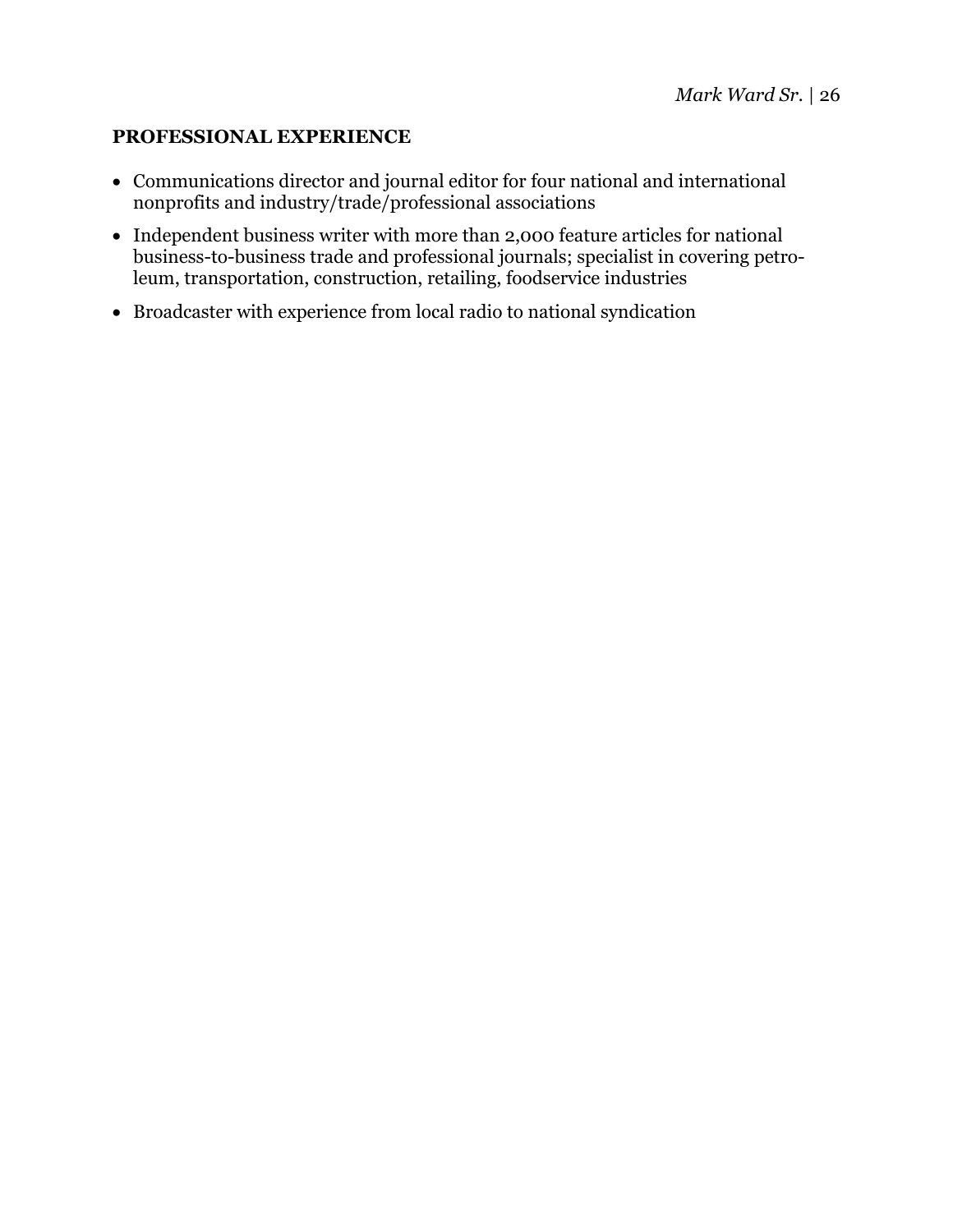**PROFESSIONAL EXPERIENCE**

- Communications director and journal editor for four national and international nonprofits and industry/trade/professional associations
- Independent business writer with more than 2,000 feature articles for national business-to-business trade and professional journals; specialist in covering petroleum, transportation, construction, retailing, foodservice industries
- Broadcaster with experience from local radio to national syndication